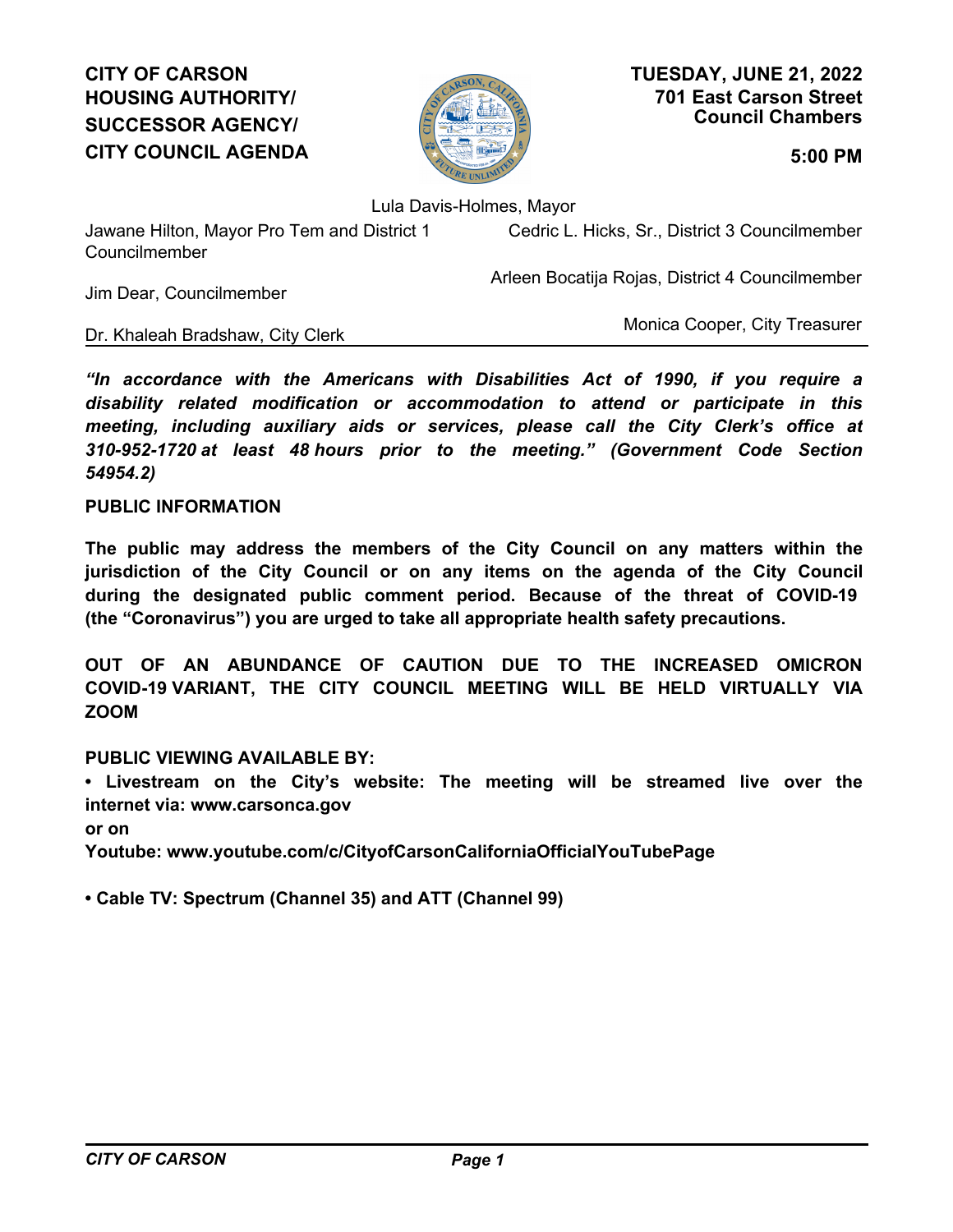**CITY OF CARSON
HOUSING AUTHORITY/
SUCCESSOR AGENCY/
CITY COUNCIL AGENDA**

**TUESDAY, JUNE 21, 2022
701 East Carson Street
Council Chambers**

**5:00 PM**

Lula Davis-Holmes, Mayor

Jawane Hilton, Mayor Pro Tem and District 1 Councilmember

Cedric L. Hicks, Sr., District 3 Councilmember

Arleen Bocatija Rojas, District 4 Councilmember

Jim Dear, Councilmember

Monica Cooper, City Treasurer

Dr. Khaleah Bradshaw, City Clerk

***"In accordance with the Americans with Disabilities Act of 1990, if you require a disability related modification or accommodation to attend or participate in this meeting, including auxiliary aids or services, please call the City Clerk's office at 310-952-1720 at least 48 hours prior to the meeting." (Government Code Section 54954.2)***

**PUBLIC INFORMATION**

**The public may address the members of the City Council on any matters within the jurisdiction of the City Council or on any items on the agenda of the City Council during the designated public comment period. Because of the threat of COVID-19 (the "Coronavirus") you are urged to take all appropriate health safety precautions.**

**OUT OF AN ABUNDANCE OF CAUTION DUE TO THE INCREASED OMICRON COVID-19 VARIANT, THE CITY COUNCIL MEETING WILL BE HELD VIRTUALLY VIA ZOOM**

**PUBLIC VIEWING AVAILABLE BY:**

**• Livestream on the City's website: The meeting will be streamed live over the internet via: www.carsonca.gov**
**or on**
**Youtube: www.youtube.com/c/CityofCarsonCaliforniaOfficialYouTubePage**

**• Cable TV: Spectrum (Channel 35) and ATT (Channel 99)**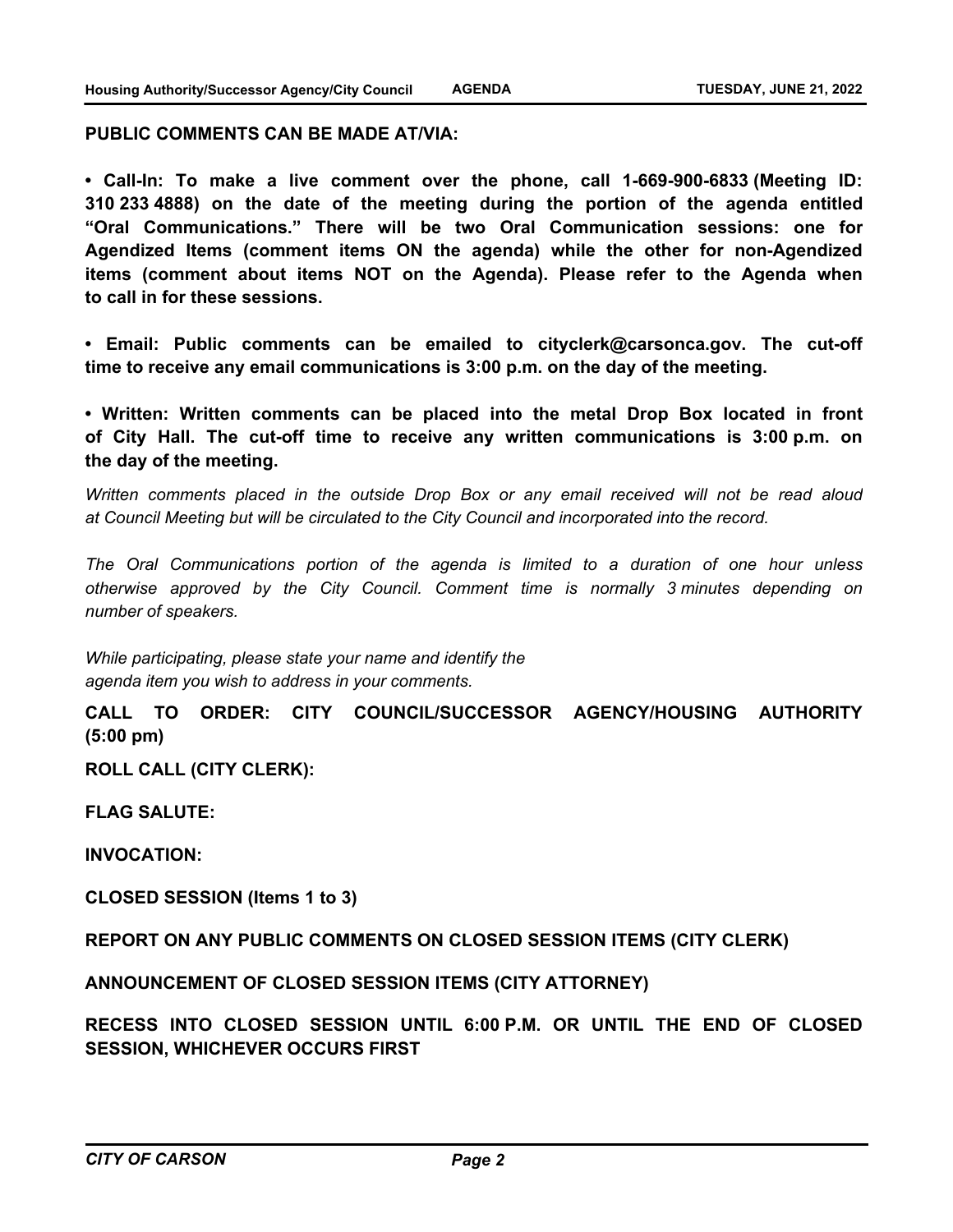**PUBLIC COMMENTS CAN BE MADE AT/VIA:**

**• Call-In: To make a live comment over the phone, call 1-669-900-6833 (Meeting ID: 310 233 4888) on the date of the meeting during the portion of the agenda entitled "Oral Communications." There will be two Oral Communication sessions: one for Agendized Items (comment items ON the agenda) while the other for non-Agendized items (comment about items NOT on the Agenda). Please refer to the Agenda when to call in for these sessions.**

**• Email: Public comments can be emailed to cityclerk@carsonca.gov. The cut-off time to receive any email communications is 3:00 p.m. on the day of the meeting.**

**• Written: Written comments can be placed into the metal Drop Box located in front of City Hall. The cut-off time to receive any written communications is 3:00 p.m. on the day of the meeting.**

*Written comments placed in the outside Drop Box or any email received will not be read aloud at Council Meeting but will be circulated to the City Council and incorporated into the record.*

*The Oral Communications portion of the agenda is limited to a duration of one hour unless otherwise approved by the City Council. Comment time is normally 3 minutes depending on number of speakers.*

*While participating, please state your name and identify the agenda item you wish to address in your comments.*

**CALL TO ORDER: CITY COUNCIL/SUCCESSOR AGENCY/HOUSING AUTHORITY (5:00 pm)**

**ROLL CALL (CITY CLERK):**

**FLAG SALUTE:**

**INVOCATION:**

**CLOSED SESSION (Items 1 to 3)**

**REPORT ON ANY PUBLIC COMMENTS ON CLOSED SESSION ITEMS (CITY CLERK)**

**ANNOUNCEMENT OF CLOSED SESSION ITEMS (CITY ATTORNEY)**

**RECESS INTO CLOSED SESSION UNTIL 6:00 P.M. OR UNTIL THE END OF CLOSED SESSION, WHICHEVER OCCURS FIRST**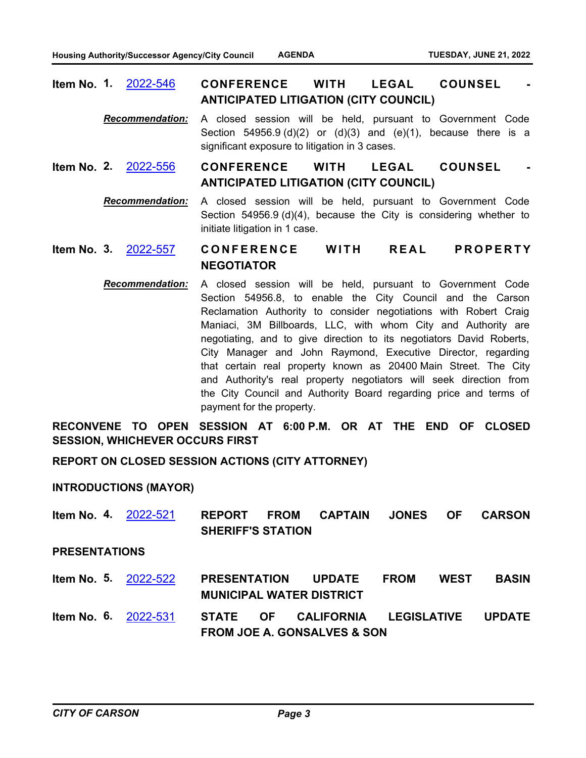**Item No. 1.** 2022-546 **CONFERENCE WITH LEGAL COUNSEL - ANTICIPATED LITIGATION (CITY COUNCIL)**

***Recommendation:*** A closed session will be held, pursuant to Government Code Section 54956.9 (d)(2) or (d)(3) and (e)(1), because there is a significant exposure to litigation in 3 cases.

**Item No. 2.** 2022-556 **CONFERENCE WITH LEGAL COUNSEL - ANTICIPATED LITIGATION (CITY COUNCIL)**

***Recommendation:*** A closed session will be held, pursuant to Government Code Section 54956.9 (d)(4), because the City is considering whether to initiate litigation in 1 case.

**Item No. 3.** 2022-557 **CONFERENCE WITH REAL PROPERTY NEGOTIATOR**

***Recommendation:*** A closed session will be held, pursuant to Government Code Section 54956.8, to enable the City Council and the Carson Reclamation Authority to consider negotiations with Robert Craig Maniaci, 3M Billboards, LLC, with whom City and Authority are negotiating, and to give direction to its negotiators David Roberts, City Manager and John Raymond, Executive Director, regarding that certain real property known as 20400 Main Street. The City and Authority's real property negotiators will seek direction from the City Council and Authority Board regarding price and terms of payment for the property.

**RECONVENE TO OPEN SESSION AT 6:00 P.M. OR AT THE END OF CLOSED SESSION, WHICHEVER OCCURS FIRST**

**REPORT ON CLOSED SESSION ACTIONS (CITY ATTORNEY)**

**INTRODUCTIONS (MAYOR)**

**Item No. 4.** 2022-521 **REPORT FROM CAPTAIN JONES OF CARSON SHERIFF'S STATION**

**PRESENTATIONS**

**Item No. 5.** 2022-522 **PRESENTATION UPDATE FROM WEST BASIN MUNICIPAL WATER DISTRICT**

**Item No. 6.** 2022-531 **STATE OF CALIFORNIA LEGISLATIVE UPDATE FROM JOE A. GONSALVES & SON**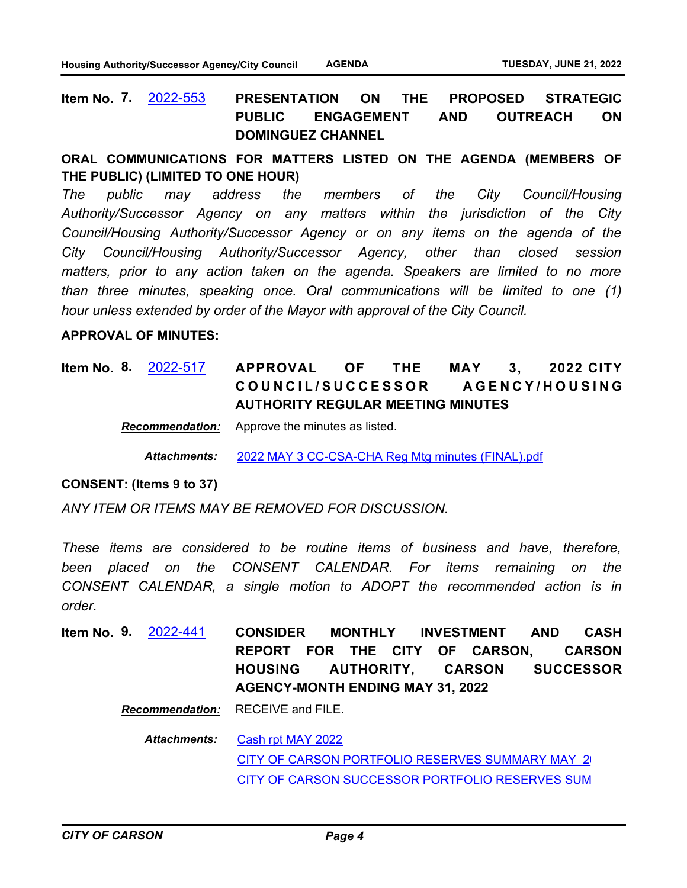**Item No. 7.** 2022-553 **PRESENTATION ON THE PROPOSED STRATEGIC PUBLIC ENGAGEMENT AND OUTREACH ON DOMINGUEZ CHANNEL**

**ORAL COMMUNICATIONS FOR MATTERS LISTED ON THE AGENDA (MEMBERS OF THE PUBLIC) (LIMITED TO ONE HOUR)**

*The public may address the members of the City Council/Housing Authority/Successor Agency on any matters within the jurisdiction of the City Council/Housing Authority/Successor Agency or on any items on the agenda of the City Council/Housing Authority/Successor Agency, other than closed session matters, prior to any action taken on the agenda. Speakers are limited to no more than three minutes, speaking once. Oral communications will be limited to one (1) hour unless extended by order of the Mayor with approval of the City Council.*

**APPROVAL OF MINUTES:**

**Item No. 8.** 2022-517 **APPROVAL OF THE MAY 3, 2022 CITY COUNCIL/SUCCESSOR AGENCY/HOUSING AUTHORITY REGULAR MEETING MINUTES**

***Recommendation:*** Approve the minutes as listed.

***Attachments:*** 2022 MAY 3 CC-CSA-CHA Reg Mtg minutes (FINAL).pdf

**CONSENT: (Items 9 to 37)**

*ANY ITEM OR ITEMS MAY BE REMOVED FOR DISCUSSION.*

*These items are considered to be routine items of business and have, therefore, been placed on the CONSENT CALENDAR. For items remaining on the CONSENT CALENDAR, a single motion to ADOPT the recommended action is in order.*

**Item No. 9.** 2022-441 **CONSIDER MONTHLY INVESTMENT AND CASH REPORT FOR THE CITY OF CARSON, CARSON HOUSING AUTHORITY, CARSON SUCCESSOR AGENCY-MONTH ENDING MAY 31, 2022**

***Recommendation:*** RECEIVE and FILE.

***Attachments:*** Cash rpt MAY 2022
CITY OF CARSON PORTFOLIO RESERVES SUMMARY MAY 2(
CITY OF CARSON SUCCESSOR PORTFOLIO RESERVES SUM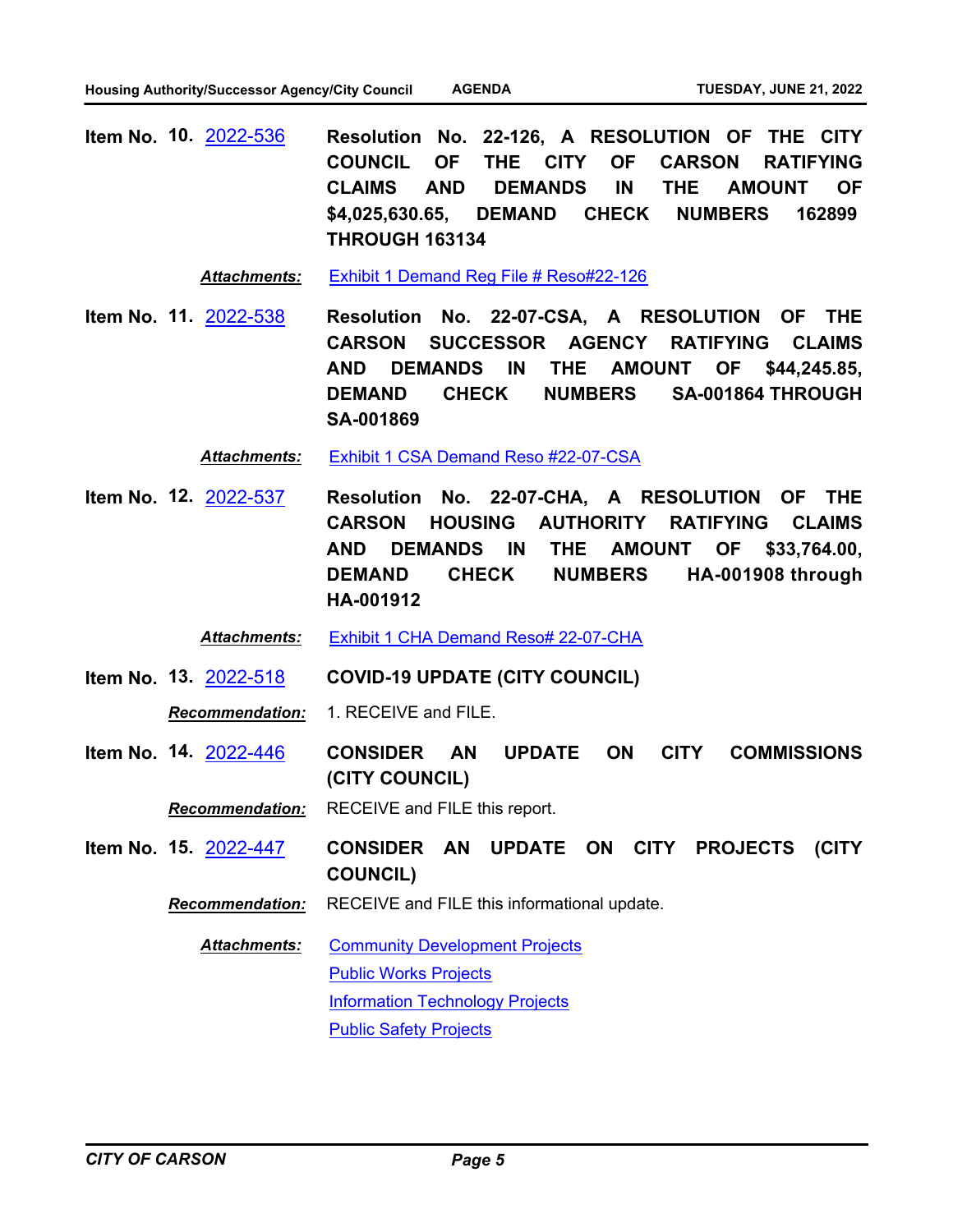**Item No. 10.** 2022-536 **Resolution No. 22-126, A RESOLUTION OF THE CITY COUNCIL OF THE CITY OF CARSON RATIFYING CLAIMS AND DEMANDS IN THE AMOUNT OF $4,025,630.65, DEMAND CHECK NUMBERS 162899 THROUGH 163134**

***Attachments:*** Exhibit 1 Demand Reg File # Reso#22-126

**Item No. 11.** 2022-538 **Resolution No. 22-07-CSA, A RESOLUTION OF THE CARSON SUCCESSOR AGENCY RATIFYING CLAIMS AND DEMANDS IN THE AMOUNT OF $44,245.85, DEMAND CHECK NUMBERS SA-001864 THROUGH SA-001869**

***Attachments:*** Exhibit 1 CSA Demand Reso #22-07-CSA

**Item No. 12.** 2022-537 **Resolution No. 22-07-CHA, A RESOLUTION OF THE CARSON HOUSING AUTHORITY RATIFYING CLAIMS AND DEMANDS IN THE AMOUNT OF $33,764.00, DEMAND CHECK NUMBERS HA-001908 through HA-001912**

***Attachments:*** Exhibit 1 CHA Demand Reso# 22-07-CHA

**Item No. 13.** 2022-518 **COVID-19 UPDATE (CITY COUNCIL)**

***Recommendation:*** 1. RECEIVE and FILE.

**Item No. 14.** 2022-446 **CONSIDER AN UPDATE ON CITY COMMISSIONS (CITY COUNCIL)**

***Recommendation:*** RECEIVE and FILE this report.

**Item No. 15.** 2022-447 **CONSIDER AN UPDATE ON CITY PROJECTS (CITY COUNCIL)**

***Recommendation:*** RECEIVE and FILE this informational update.

***Attachments:*** Community Development Projects
Public Works Projects
Information Technology Projects
Public Safety Projects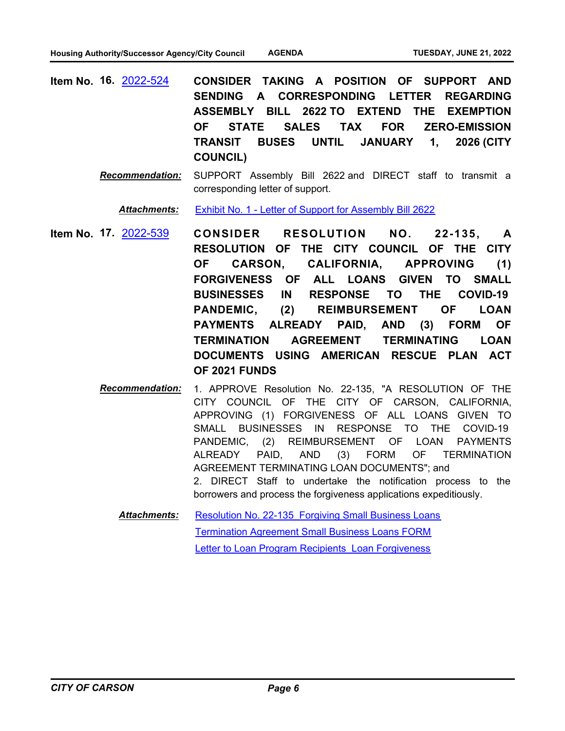**Item No. 16.** 2022-524 **CONSIDER TAKING A POSITION OF SUPPORT AND SENDING A CORRESPONDING LETTER REGARDING ASSEMBLY BILL 2622 TO EXTEND THE EXEMPTION OF STATE SALES TAX FOR ZERO-EMISSION TRANSIT BUSES UNTIL JANUARY 1, 2026 (CITY COUNCIL)**

***Recommendation:*** SUPPORT Assembly Bill 2622 and DIRECT staff to transmit a corresponding letter of support.

***Attachments:*** Exhibit No. 1 - Letter of Support for Assembly Bill 2622

**Item No. 17.** 2022-539 **CONSIDER RESOLUTION NO. 22-135, A RESOLUTION OF THE CITY COUNCIL OF THE CITY OF CARSON, CALIFORNIA, APPROVING (1) FORGIVENESS OF ALL LOANS GIVEN TO SMALL BUSINESSES IN RESPONSE TO THE COVID-19 PANDEMIC, (2) REIMBURSEMENT OF LOAN PAYMENTS ALREADY PAID, AND (3) FORM OF TERMINATION AGREEMENT TERMINATING LOAN DOCUMENTS USING AMERICAN RESCUE PLAN ACT OF 2021 FUNDS**

***Recommendation:*** 1. APPROVE Resolution No. 22-135, "A RESOLUTION OF THE CITY COUNCIL OF THE CITY OF CARSON, CALIFORNIA, APPROVING (1) FORGIVENESS OF ALL LOANS GIVEN TO SMALL BUSINESSES IN RESPONSE TO THE COVID-19 PANDEMIC, (2) REIMBURSEMENT OF LOAN PAYMENTS ALREADY PAID, AND (3) FORM OF TERMINATION AGREEMENT TERMINATING LOAN DOCUMENTS"; and
2. DIRECT Staff to undertake the notification process to the borrowers and process the forgiveness applications expeditiously.

***Attachments:*** Resolution No. 22-135 Forgiving Small Business Loans
Termination Agreement Small Business Loans FORM
Letter to Loan Program Recipients Loan Forgiveness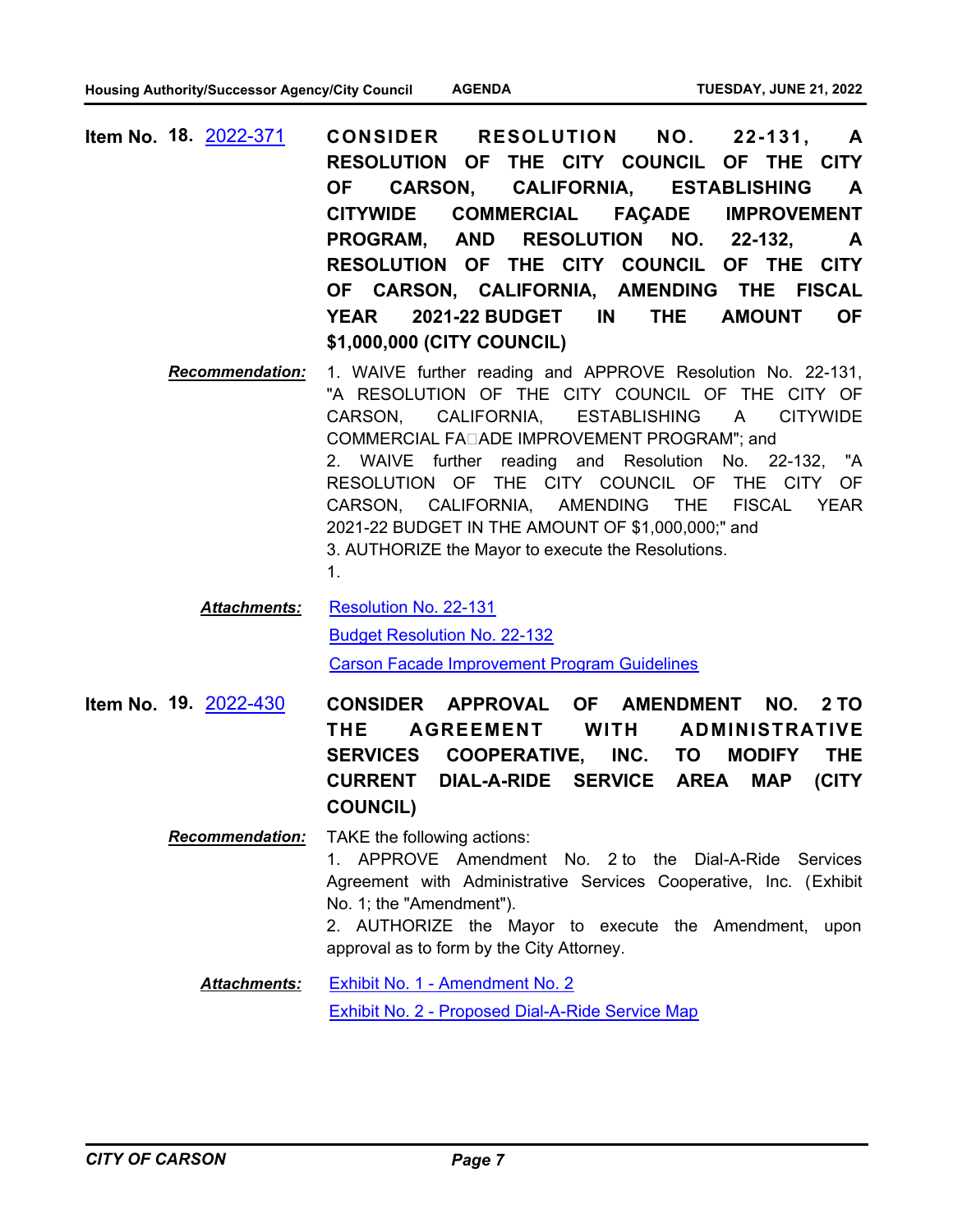**Item No. 18.** 2022-371 **CONSIDER RESOLUTION NO. 22-131, A RESOLUTION OF THE CITY COUNCIL OF THE CITY OF CARSON, CALIFORNIA, ESTABLISHING A CITYWIDE COMMERCIAL FAÇADE IMPROVEMENT PROGRAM, AND RESOLUTION NO. 22-132, A RESOLUTION OF THE CITY COUNCIL OF THE CITY OF CARSON, CALIFORNIA, AMENDING THE FISCAL YEAR 2021-22 BUDGET IN THE AMOUNT OF $1,000,000 (CITY COUNCIL)**

***Recommendation:*** 1. WAIVE further reading and APPROVE Resolution No. 22-131, "A RESOLUTION OF THE CITY COUNCIL OF THE CITY OF CARSON, CALIFORNIA, ESTABLISHING A CITYWIDE COMMERCIAL FA□ADE IMPROVEMENT PROGRAM"; and
2. WAIVE further reading and Resolution No. 22-132, "A RESOLUTION OF THE CITY COUNCIL OF THE CITY OF CARSON, CALIFORNIA, AMENDING THE FISCAL YEAR 2021-22 BUDGET IN THE AMOUNT OF $1,000,000;" and
3. AUTHORIZE the Mayor to execute the Resolutions.
1.

***Attachments:*** Resolution No. 22-131
Budget Resolution No. 22-132
Carson Facade Improvement Program Guidelines

**Item No. 19.** 2022-430 **CONSIDER APPROVAL OF AMENDMENT NO. 2 TO THE AGREEMENT WITH ADMINISTRATIVE SERVICES COOPERATIVE, INC. TO MODIFY THE CURRENT DIAL-A-RIDE SERVICE AREA MAP (CITY COUNCIL)**

***Recommendation:*** TAKE the following actions:
1. APPROVE Amendment No. 2 to the Dial-A-Ride Services Agreement with Administrative Services Cooperative, Inc. (Exhibit No. 1; the "Amendment").
2. AUTHORIZE the Mayor to execute the Amendment, upon approval as to form by the City Attorney.

***Attachments:*** Exhibit No. 1 - Amendment No. 2
Exhibit No. 2 - Proposed Dial-A-Ride Service Map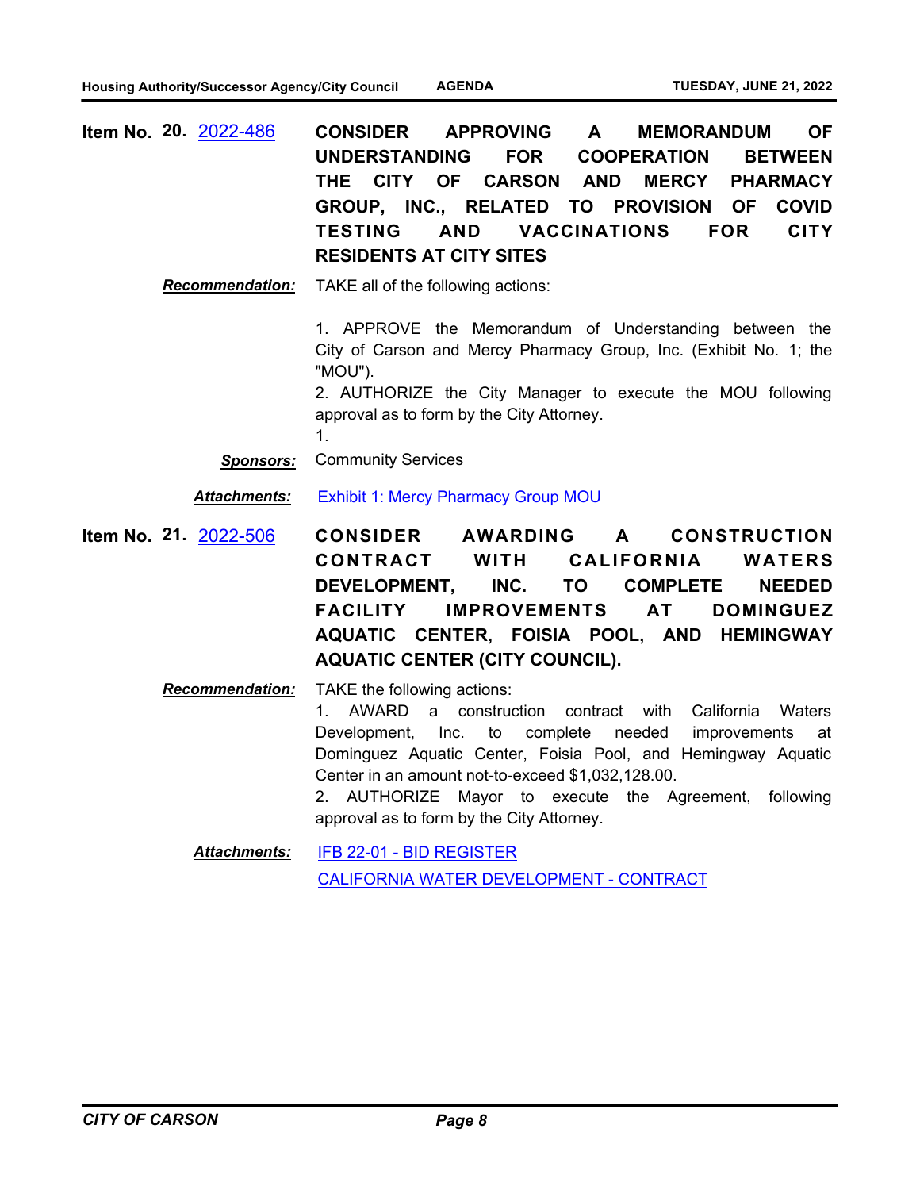**Item No. 20.** 2022-486 **CONSIDER APPROVING A MEMORANDUM OF UNDERSTANDING FOR COOPERATION BETWEEN THE CITY OF CARSON AND MERCY PHARMACY GROUP, INC., RELATED TO PROVISION OF COVID TESTING AND VACCINATIONS FOR CITY RESIDENTS AT CITY SITES**

***Recommendation:*** TAKE all of the following actions:

1. APPROVE the Memorandum of Understanding between the City of Carson and Mercy Pharmacy Group, Inc. (Exhibit No. 1; the "MOU").
2. AUTHORIZE the City Manager to execute the MOU following approval as to form by the City Attorney.
1.

***Sponsors:*** Community Services

***Attachments:*** Exhibit 1: Mercy Pharmacy Group MOU

**Item No. 21.** 2022-506 **CONSIDER AWARDING A CONSTRUCTION CONTRACT WITH CALIFORNIA WATERS DEVELOPMENT, INC. TO COMPLETE NEEDED FACILITY IMPROVEMENTS AT DOMINGUEZ AQUATIC CENTER, FOISIA POOL, AND HEMINGWAY AQUATIC CENTER (CITY COUNCIL).**

***Recommendation:*** TAKE the following actions:

1. AWARD a construction contract with California Waters Development, Inc. to complete needed improvements at Dominguez Aquatic Center, Foisia Pool, and Hemingway Aquatic Center in an amount not-to-exceed $1,032,128.00.
2. AUTHORIZE Mayor to execute the Agreement, following approval as to form by the City Attorney.

***Attachments:*** IFB 22-01 - BID REGISTER

CALIFORNIA WATER DEVELOPMENT - CONTRACT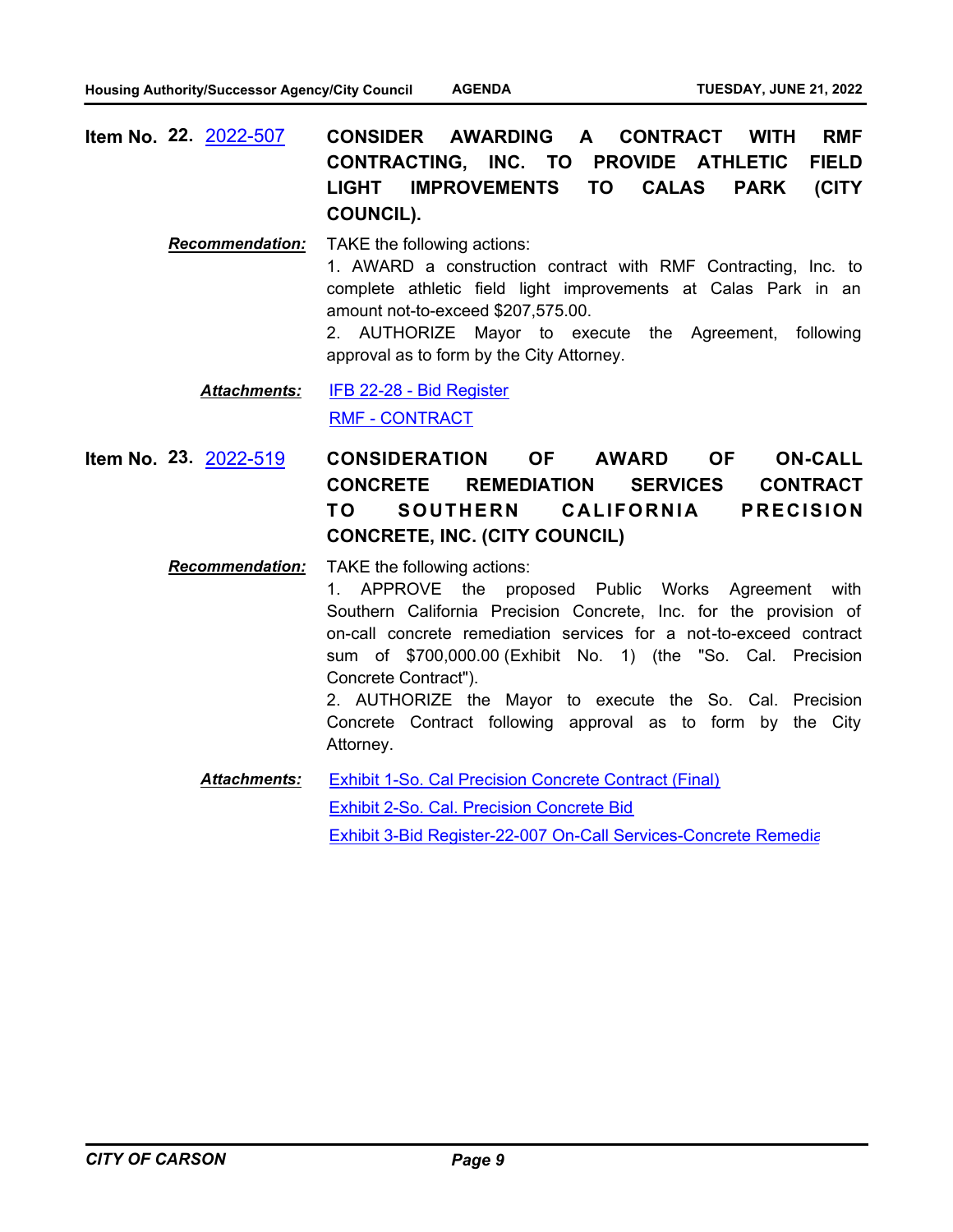**Item No. 22.** 2022-507 **CONSIDER AWARDING A CONTRACT WITH RMF CONTRACTING, INC. TO PROVIDE ATHLETIC FIELD LIGHT IMPROVEMENTS TO CALAS PARK (CITY COUNCIL).**

***Recommendation:*** TAKE the following actions:

1. AWARD a construction contract with RMF Contracting, Inc. to complete athletic field light improvements at Calas Park in an amount not-to-exceed $207,575.00.
2. AUTHORIZE Mayor to execute the Agreement, following approval as to form by the City Attorney.

***Attachments:*** IFB 22-28 - Bid Register

RMF - CONTRACT

**Item No. 23.** 2022-519 **CONSIDERATION OF AWARD OF ON-CALL CONCRETE REMEDIATION SERVICES CONTRACT TO SOUTHERN CALIFORNIA PRECISION CONCRETE, INC. (CITY COUNCIL)**

***Recommendation:*** TAKE the following actions:

1. APPROVE the proposed Public Works Agreement with Southern California Precision Concrete, Inc. for the provision of on-call concrete remediation services for a not-to-exceed contract sum of $700,000.00 (Exhibit No. 1) (the "So. Cal. Precision Concrete Contract").
2. AUTHORIZE the Mayor to execute the So. Cal. Precision Concrete Contract following approval as to form by the City Attorney.

***Attachments:*** Exhibit 1-So. Cal Precision Concrete Contract (Final)

Exhibit 2-So. Cal. Precision Concrete Bid

Exhibit 3-Bid Register-22-007 On-Call Services-Concrete Remedia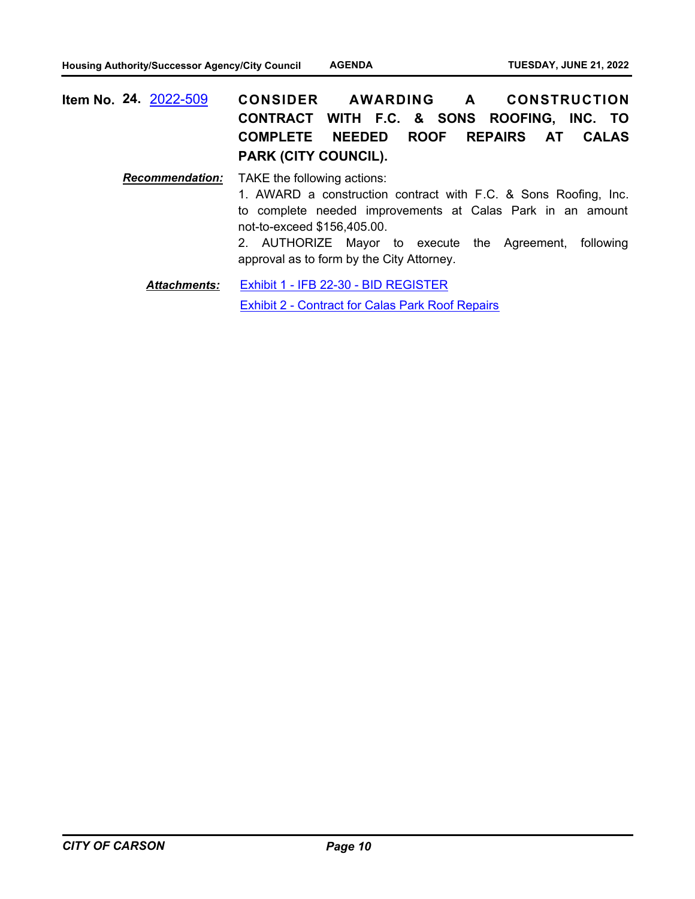**Item No. 24.** 2022-509 **CONSIDER AWARDING A CONSTRUCTION CONTRACT WITH F.C. & SONS ROOFING, INC. TO COMPLETE NEEDED ROOF REPAIRS AT CALAS PARK (CITY COUNCIL).**

***Recommendation:*** TAKE the following actions:

1. AWARD a construction contract with F.C. & Sons Roofing, Inc. to complete needed improvements at Calas Park in an amount not-to-exceed $156,405.00.
2. AUTHORIZE Mayor to execute the Agreement, following approval as to form by the City Attorney.

***Attachments:***
Exhibit 1 - IFB 22-30 - BID REGISTER
Exhibit 2 - Contract for Calas Park Roof Repairs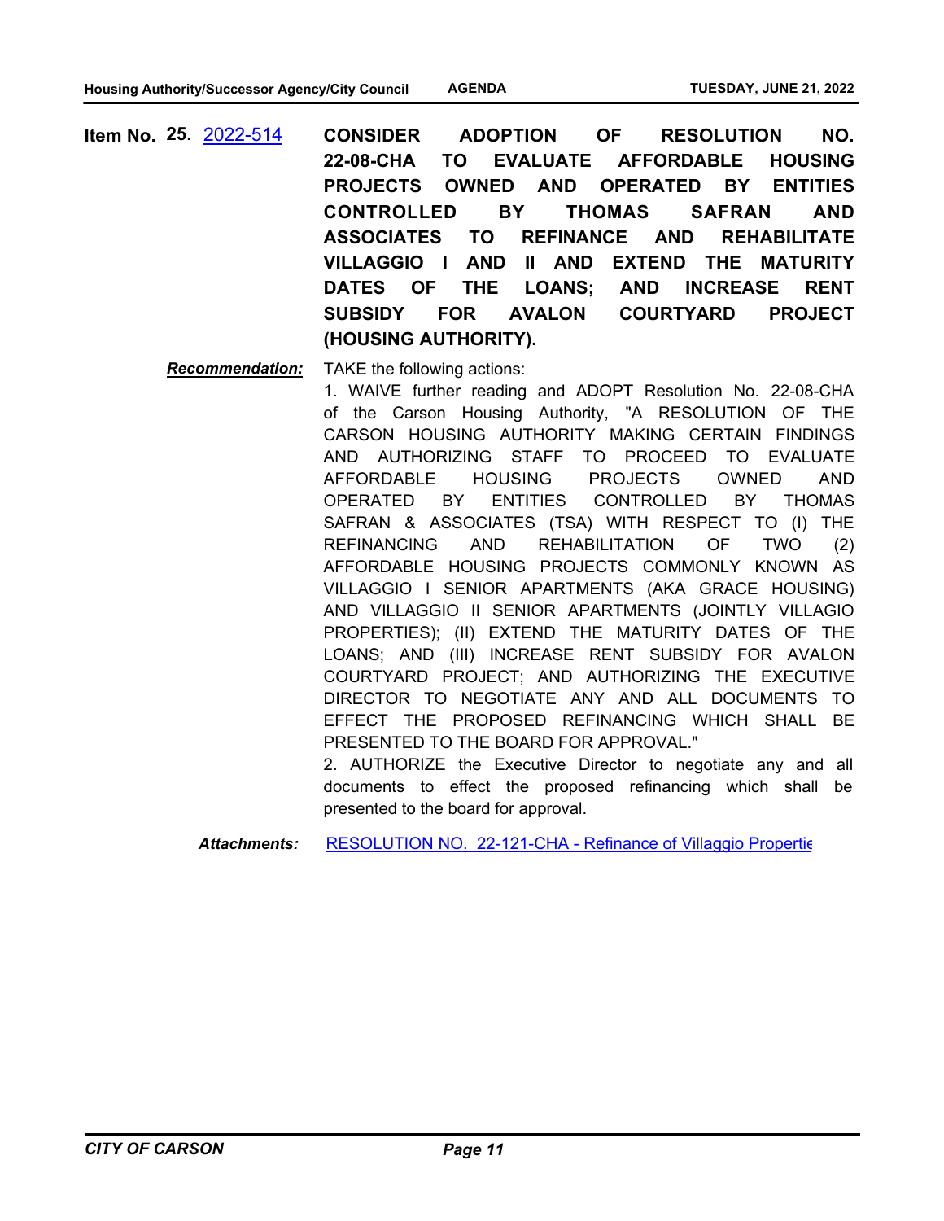**Item No. 25.** 2022-514 **CONSIDER ADOPTION OF RESOLUTION NO. 22-08-CHA TO EVALUATE AFFORDABLE HOUSING PROJECTS OWNED AND OPERATED BY ENTITIES CONTROLLED BY THOMAS SAFRAN AND ASSOCIATES TO REFINANCE AND REHABILITATE VILLAGGIO I AND II AND EXTEND THE MATURITY DATES OF THE LOANS; AND INCREASE RENT SUBSIDY FOR AVALON COURTYARD PROJECT (HOUSING AUTHORITY).**

***Recommendation:*** TAKE the following actions:

1. WAIVE further reading and ADOPT Resolution No. 22-08-CHA of the Carson Housing Authority, "A RESOLUTION OF THE CARSON HOUSING AUTHORITY MAKING CERTAIN FINDINGS AND AUTHORIZING STAFF TO PROCEED TO EVALUATE AFFORDABLE HOUSING PROJECTS OWNED AND OPERATED BY ENTITIES CONTROLLED BY THOMAS SAFRAN & ASSOCIATES (TSA) WITH RESPECT TO (I) THE REFINANCING AND REHABILITATION OF TWO (2) AFFORDABLE HOUSING PROJECTS COMMONLY KNOWN AS VILLAGGIO I SENIOR APARTMENTS (AKA GRACE HOUSING) AND VILLAGGIO II SENIOR APARTMENTS (JOINTLY VILLAGIO PROPERTIES); (II) EXTEND THE MATURITY DATES OF THE LOANS; AND (III) INCREASE RENT SUBSIDY FOR AVALON COURTYARD PROJECT; AND AUTHORIZING THE EXECUTIVE DIRECTOR TO NEGOTIATE ANY AND ALL DOCUMENTS TO EFFECT THE PROPOSED REFINANCING WHICH SHALL BE PRESENTED TO THE BOARD FOR APPROVAL."

2. AUTHORIZE the Executive Director to negotiate any and all documents to effect the proposed refinancing which shall be presented to the board for approval.

***Attachments:*** RESOLUTION NO. 22-121-CHA - Refinance of Villaggio Propertie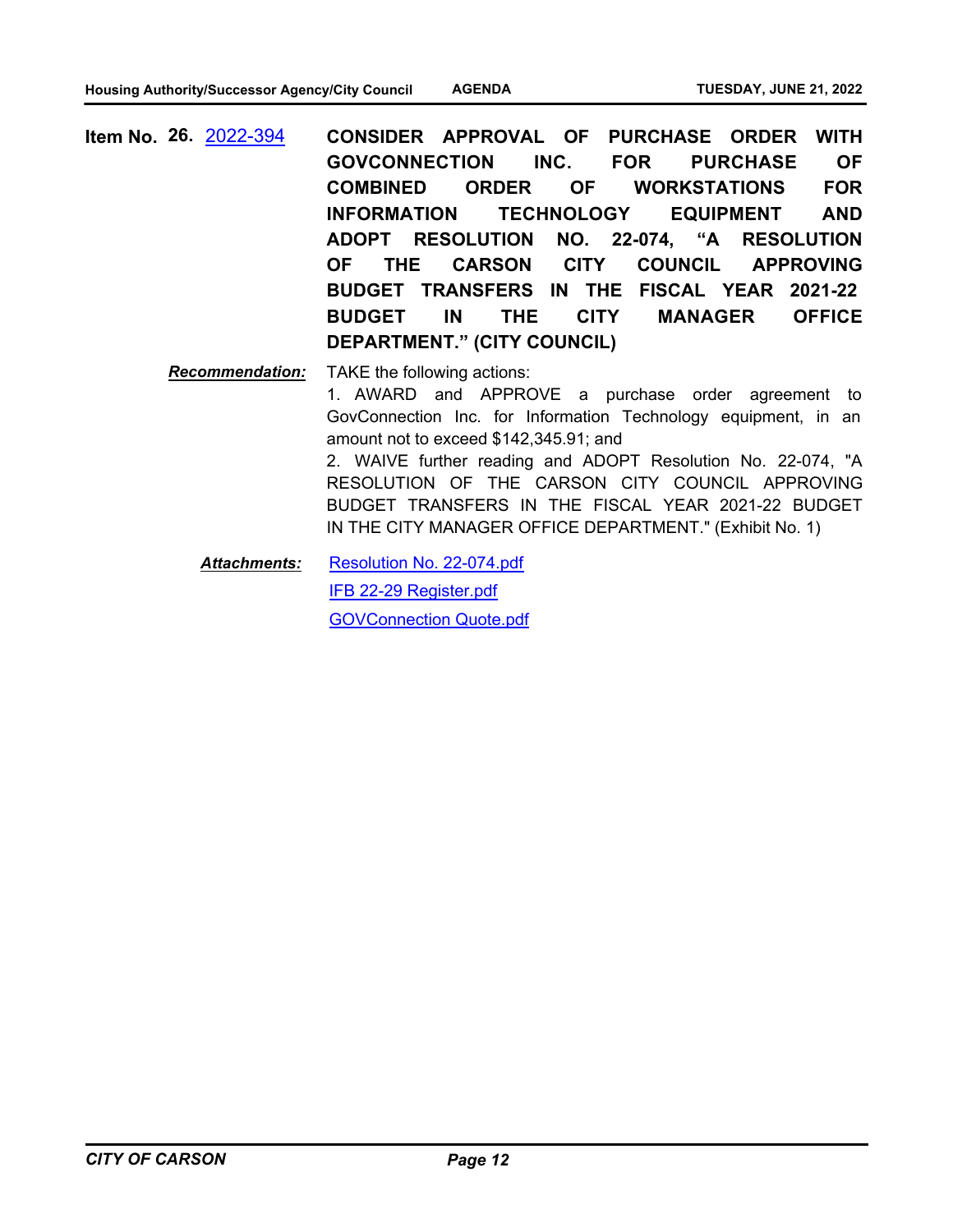**Item No. 26.** 2022-394 **CONSIDER APPROVAL OF PURCHASE ORDER WITH GOVCONNECTION INC. FOR PURCHASE OF COMBINED ORDER OF WORKSTATIONS FOR INFORMATION TECHNOLOGY EQUIPMENT AND ADOPT RESOLUTION NO. 22-074, "A RESOLUTION OF THE CARSON CITY COUNCIL APPROVING BUDGET TRANSFERS IN THE FISCAL YEAR 2021-22 BUDGET IN THE CITY MANAGER OFFICE DEPARTMENT." (CITY COUNCIL)**

***Recommendation:*** TAKE the following actions:

1. AWARD and APPROVE a purchase order agreement to GovConnection Inc. for Information Technology equipment, in an amount not to exceed $142,345.91; and
2. WAIVE further reading and ADOPT Resolution No. 22-074, "A RESOLUTION OF THE CARSON CITY COUNCIL APPROVING BUDGET TRANSFERS IN THE FISCAL YEAR 2021-22 BUDGET IN THE CITY MANAGER OFFICE DEPARTMENT." (Exhibit No. 1)

***Attachments:*** Resolution No. 22-074.pdf

IFB 22-29 Register.pdf

GOVConnection Quote.pdf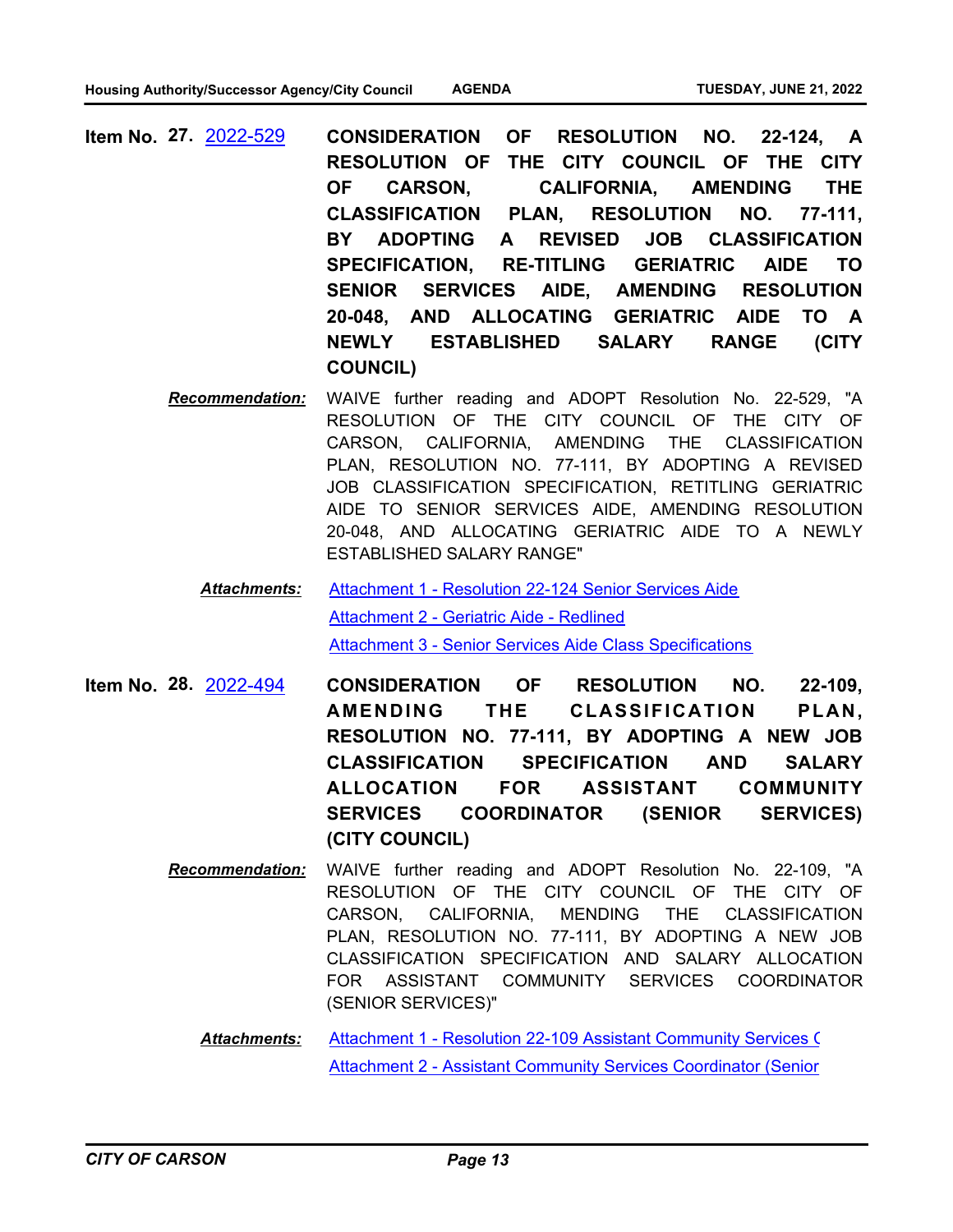**Item No. 27.** 2022-529 **CONSIDERATION OF RESOLUTION NO. 22-124, A RESOLUTION OF THE CITY COUNCIL OF THE CITY OF CARSON, CALIFORNIA, AMENDING THE CLASSIFICATION PLAN, RESOLUTION NO. 77-111, BY ADOPTING A REVISED JOB CLASSIFICATION SPECIFICATION, RE-TITLING GERIATRIC AIDE TO SENIOR SERVICES AIDE, AMENDING RESOLUTION 20-048, AND ALLOCATING GERIATRIC AIDE TO A NEWLY ESTABLISHED SALARY RANGE (CITY COUNCIL)**

***Recommendation:*** WAIVE further reading and ADOPT Resolution No. 22-529, "A RESOLUTION OF THE CITY COUNCIL OF THE CITY OF CARSON, CALIFORNIA, AMENDING THE CLASSIFICATION PLAN, RESOLUTION NO. 77-111, BY ADOPTING A REVISED JOB CLASSIFICATION SPECIFICATION, RETITLING GERIATRIC AIDE TO SENIOR SERVICES AIDE, AMENDING RESOLUTION 20-048, AND ALLOCATING GERIATRIC AIDE TO A NEWLY ESTABLISHED SALARY RANGE"

***Attachments:***
- Attachment 1 - Resolution 22-124 Senior Services Aide
- Attachment 2 - Geriatric Aide - Redlined
- Attachment 3 - Senior Services Aide Class Specifications

**Item No. 28.** 2022-494 **CONSIDERATION OF RESOLUTION NO. 22-109, AMENDING THE CLASSIFICATION PLAN, RESOLUTION NO. 77-111, BY ADOPTING A NEW JOB CLASSIFICATION SPECIFICATION AND SALARY ALLOCATION FOR ASSISTANT COMMUNITY SERVICES COORDINATOR (SENIOR SERVICES) (CITY COUNCIL)**

***Recommendation:*** WAIVE further reading and ADOPT Resolution No. 22-109, "A RESOLUTION OF THE CITY COUNCIL OF THE CITY OF CARSON, CALIFORNIA, MENDING THE CLASSIFICATION PLAN, RESOLUTION NO. 77-111, BY ADOPTING A NEW JOB CLASSIFICATION SPECIFICATION AND SALARY ALLOCATION FOR ASSISTANT COMMUNITY SERVICES COORDINATOR (SENIOR SERVICES)"

***Attachments:***
- Attachment 1 - Resolution 22-109 Assistant Community Services C
- Attachment 2 - Assistant Community Services Coordinator (Senior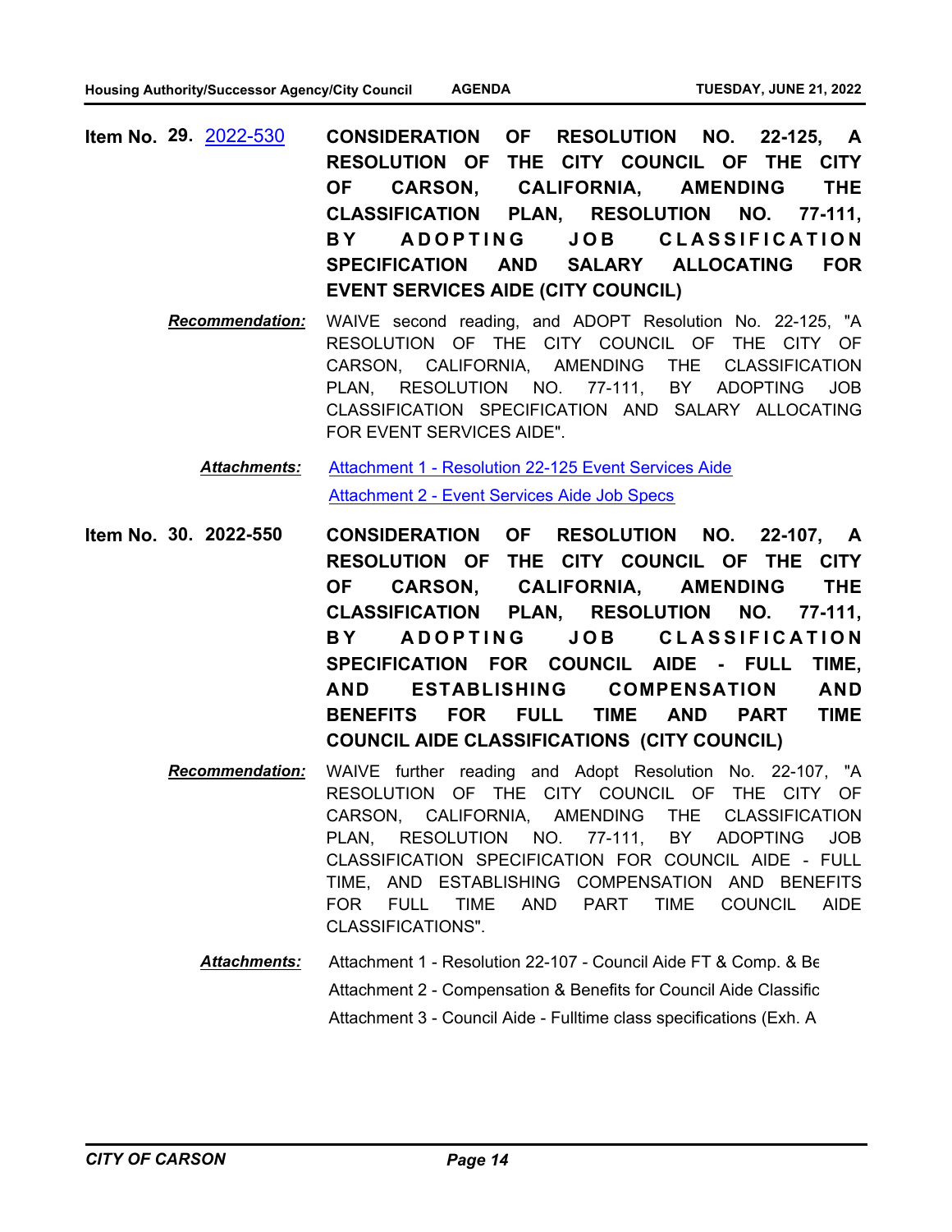**Item No. 29.** [2022-530] **CONSIDERATION OF RESOLUTION NO. 22-125, A RESOLUTION OF THE CITY COUNCIL OF THE CITY OF CARSON, CALIFORNIA, AMENDING THE CLASSIFICATION PLAN, RESOLUTION NO. 77-111, BY ADOPTING JOB CLASSIFICATION SPECIFICATION AND SALARY ALLOCATING FOR EVENT SERVICES AIDE (CITY COUNCIL)**

***Recommendation:*** WAIVE second reading, and ADOPT Resolution No. 22-125, "A RESOLUTION OF THE CITY COUNCIL OF THE CITY OF CARSON, CALIFORNIA, AMENDING THE CLASSIFICATION PLAN, RESOLUTION NO. 77-111, BY ADOPTING JOB CLASSIFICATION SPECIFICATION AND SALARY ALLOCATING FOR EVENT SERVICES AIDE".

***Attachments:*** Attachment 1 - Resolution 22-125 Event Services Aide
Attachment 2 - Event Services Aide Job Specs

**Item No. 30. 2022-550** **CONSIDERATION OF RESOLUTION NO. 22-107, A RESOLUTION OF THE CITY COUNCIL OF THE CITY OF CARSON, CALIFORNIA, AMENDING THE CLASSIFICATION PLAN, RESOLUTION NO. 77-111, BY ADOPTING JOB CLASSIFICATION SPECIFICATION FOR COUNCIL AIDE - FULL TIME, AND ESTABLISHING COMPENSATION AND BENEFITS FOR FULL TIME AND PART TIME COUNCIL AIDE CLASSIFICATIONS (CITY COUNCIL)**

***Recommendation:*** WAIVE further reading and Adopt Resolution No. 22-107, "A RESOLUTION OF THE CITY COUNCIL OF THE CITY OF CARSON, CALIFORNIA, AMENDING THE CLASSIFICATION PLAN, RESOLUTION NO. 77-111, BY ADOPTING JOB CLASSIFICATION SPECIFICATION FOR COUNCIL AIDE - FULL TIME, AND ESTABLISHING COMPENSATION AND BENEFITS FOR FULL TIME AND PART TIME COUNCIL AIDE CLASSIFICATIONS".

***Attachments:*** Attachment 1 - Resolution 22-107 - Council Aide FT & Comp. & Be
Attachment 2 - Compensation & Benefits for Council Aide Classific
Attachment 3 - Council Aide - Fulltime class specifications (Exh. A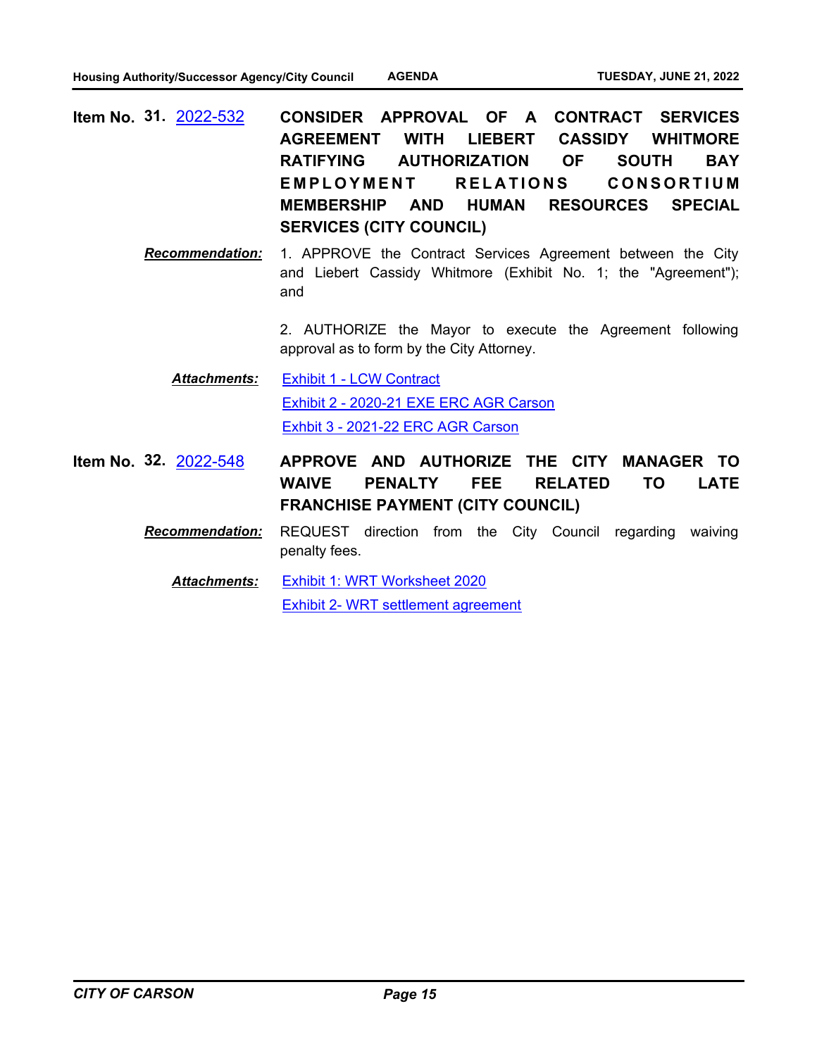**Item No. 31.** 2022-532 **CONSIDER APPROVAL OF A CONTRACT SERVICES AGREEMENT WITH LIEBERT CASSIDY WHITMORE RATIFYING AUTHORIZATION OF SOUTH BAY EMPLOYMENT RELATIONS CONSORTIUM MEMBERSHIP AND HUMAN RESOURCES SPECIAL SERVICES (CITY COUNCIL)**

***Recommendation:*** 1. APPROVE the Contract Services Agreement between the City and Liebert Cassidy Whitmore (Exhibit No. 1; the "Agreement"); and

2. AUTHORIZE the Mayor to execute the Agreement following approval as to form by the City Attorney.

***Attachments:*** Exhibit 1 - LCW Contract

Exhibit 2 - 2020-21 EXE ERC AGR Carson

Exhbit 3 - 2021-22 ERC AGR Carson

**Item No. 32.** 2022-548 **APPROVE AND AUTHORIZE THE CITY MANAGER TO WAIVE PENALTY FEE RELATED TO LATE FRANCHISE PAYMENT (CITY COUNCIL)**

***Recommendation:*** REQUEST direction from the City Council regarding waiving penalty fees.

***Attachments:*** Exhibit 1: WRT Worksheet 2020

Exhibit 2- WRT settlement agreement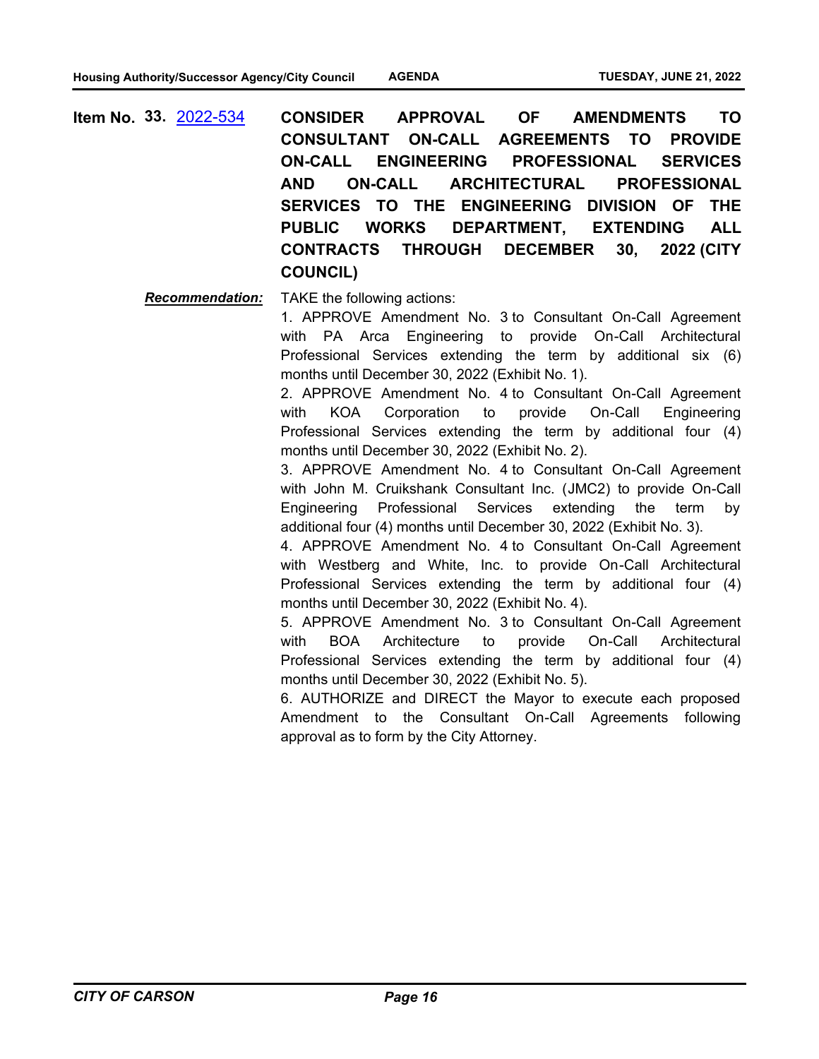**Item No. 33.** 2022-534 **CONSIDER APPROVAL OF AMENDMENTS TO CONSULTANT ON-CALL AGREEMENTS TO PROVIDE ON-CALL ENGINEERING PROFESSIONAL SERVICES AND ON-CALL ARCHITECTURAL PROFESSIONAL SERVICES TO THE ENGINEERING DIVISION OF THE PUBLIC WORKS DEPARTMENT, EXTENDING ALL CONTRACTS THROUGH DECEMBER 30, 2022 (CITY COUNCIL)**

***Recommendation:*** TAKE the following actions:

1. APPROVE Amendment No. 3 to Consultant On-Call Agreement with PA Arca Engineering to provide On-Call Architectural Professional Services extending the term by additional six (6) months until December 30, 2022 (Exhibit No. 1).
2. APPROVE Amendment No. 4 to Consultant On-Call Agreement with KOA Corporation to provide On-Call Engineering Professional Services extending the term by additional four (4) months until December 30, 2022 (Exhibit No. 2).
3. APPROVE Amendment No. 4 to Consultant On-Call Agreement with John M. Cruikshank Consultant Inc. (JMC2) to provide On-Call Engineering Professional Services extending the term by additional four (4) months until December 30, 2022 (Exhibit No. 3).
4. APPROVE Amendment No. 4 to Consultant On-Call Agreement with Westberg and White, Inc. to provide On-Call Architectural Professional Services extending the term by additional four (4) months until December 30, 2022 (Exhibit No. 4).
5. APPROVE Amendment No. 3 to Consultant On-Call Agreement with BOA Architecture to provide On-Call Architectural Professional Services extending the term by additional four (4) months until December 30, 2022 (Exhibit No. 5).
6. AUTHORIZE and DIRECT the Mayor to execute each proposed Amendment to the Consultant On-Call Agreements following approval as to form by the City Attorney.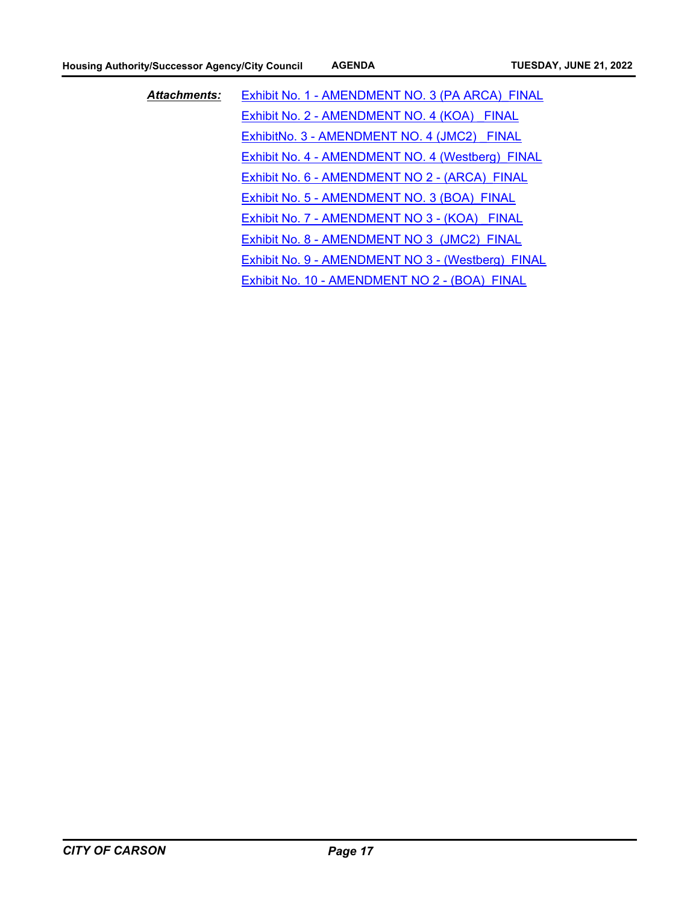***Attachments:***

Exhibit No. 1 - AMENDMENT NO. 3 (PA ARCA) FINAL
Exhibit No. 2 - AMENDMENT NO. 4 (KOA) FINAL
ExhibitNo. 3 - AMENDMENT NO. 4 (JMC2) FINAL
Exhibit No. 4 - AMENDMENT NO. 4 (Westberg) FINAL
Exhibit No. 6 - AMENDMENT NO 2 - (ARCA) FINAL
Exhibit No. 5 - AMENDMENT NO. 3 (BOA) FINAL
Exhibit No. 7 - AMENDMENT NO 3 - (KOA) FINAL
Exhibit No. 8 - AMENDMENT NO 3 (JMC2) FINAL
Exhibit No. 9 - AMENDMENT NO 3 - (Westberg) FINAL
Exhibit No. 10 - AMENDMENT NO 2 - (BOA) FINAL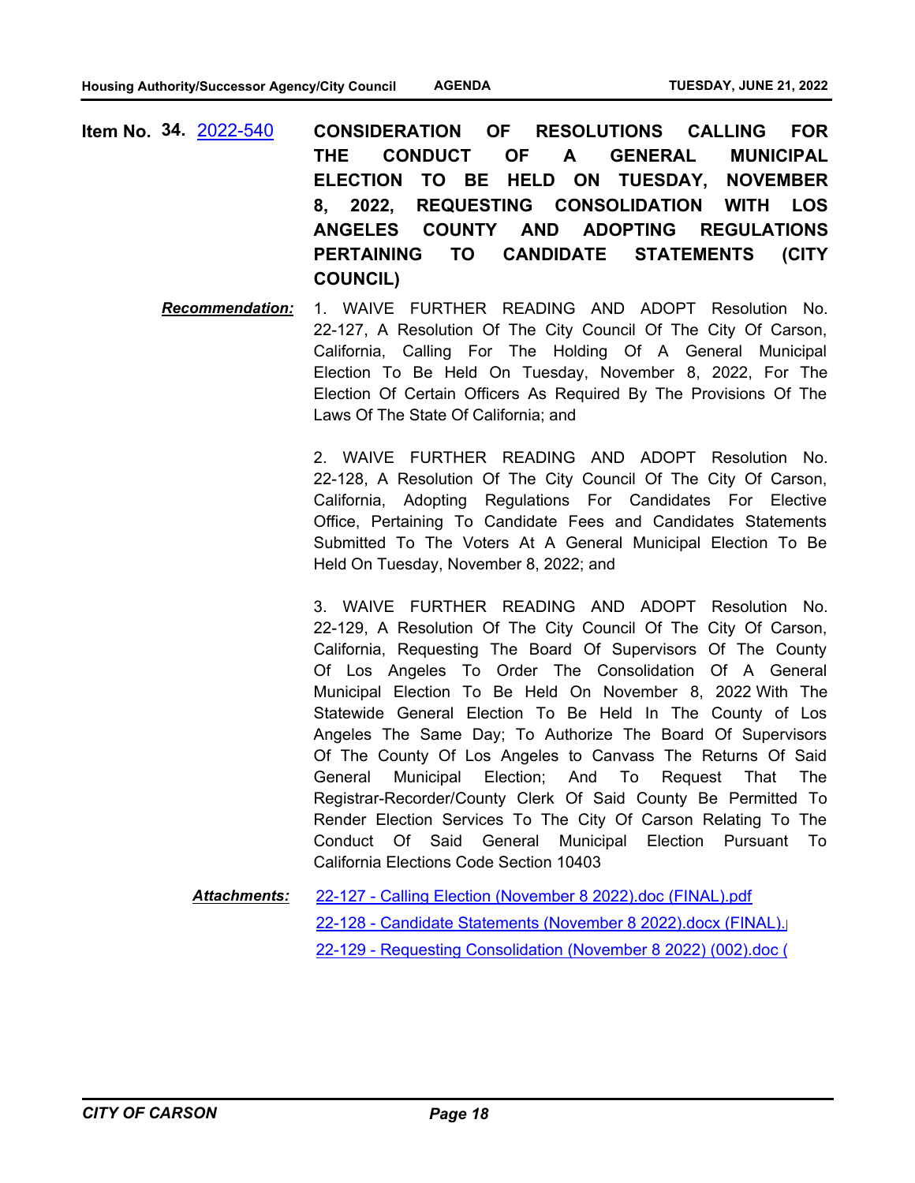**Item No. 34.** 2022-540 **CONSIDERATION OF RESOLUTIONS CALLING FOR THE CONDUCT OF A GENERAL MUNICIPAL ELECTION TO BE HELD ON TUESDAY, NOVEMBER 8, 2022, REQUESTING CONSOLIDATION WITH LOS ANGELES COUNTY AND ADOPTING REGULATIONS PERTAINING TO CANDIDATE STATEMENTS (CITY COUNCIL)**

***Recommendation:*** 1. WAIVE FURTHER READING AND ADOPT Resolution No. 22-127, A Resolution Of The City Council Of The City Of Carson, California, Calling For The Holding Of A General Municipal Election To Be Held On Tuesday, November 8, 2022, For The Election Of Certain Officers As Required By The Provisions Of The Laws Of The State Of California; and

2. WAIVE FURTHER READING AND ADOPT Resolution No. 22-128, A Resolution Of The City Council Of The City Of Carson, California, Adopting Regulations For Candidates For Elective Office, Pertaining To Candidate Fees and Candidates Statements Submitted To The Voters At A General Municipal Election To Be Held On Tuesday, November 8, 2022; and

3. WAIVE FURTHER READING AND ADOPT Resolution No. 22-129, A Resolution Of The City Council Of The City Of Carson, California, Requesting The Board Of Supervisors Of The County Of Los Angeles To Order The Consolidation Of A General Municipal Election To Be Held On November 8, 2022 With The Statewide General Election To Be Held In The County of Los Angeles The Same Day; To Authorize The Board Of Supervisors Of The County Of Los Angeles to Canvass The Returns Of Said General Municipal Election; And To Request That The Registrar-Recorder/County Clerk Of Said County Be Permitted To Render Election Services To The City Of Carson Relating To The Conduct Of Said General Municipal Election Pursuant To California Elections Code Section 10403

***Attachments:*** 22-127 - Calling Election (November 8 2022).doc (FINAL).pdf
22-128 - Candidate Statements (November 8 2022).docx (FINAL).
22-129 - Requesting Consolidation (November 8 2022) (002).doc (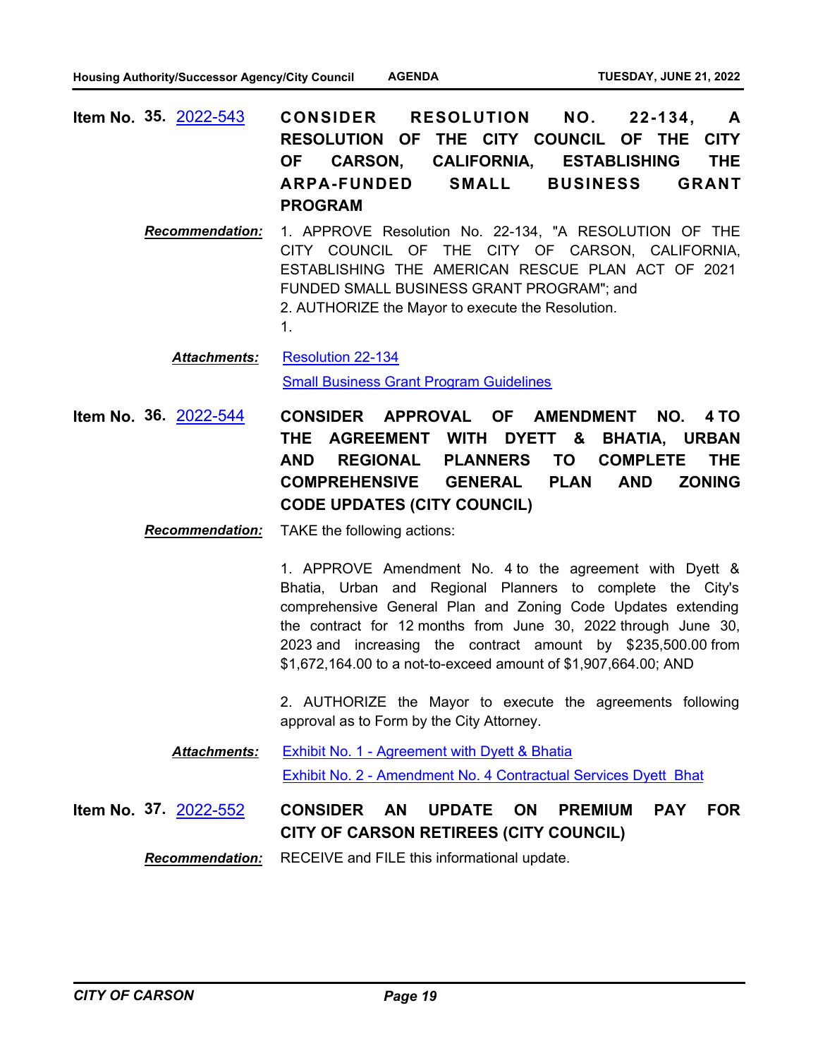**Item No. 35.** 2022-543 **CONSIDER RESOLUTION NO. 22-134, A RESOLUTION OF THE CITY COUNCIL OF THE CITY OF CARSON, CALIFORNIA, ESTABLISHING THE ARPA-FUNDED SMALL BUSINESS GRANT PROGRAM**

***Recommendation:*** 1. APPROVE Resolution No. 22-134, "A RESOLUTION OF THE CITY COUNCIL OF THE CITY OF CARSON, CALIFORNIA, ESTABLISHING THE AMERICAN RESCUE PLAN ACT OF 2021 FUNDED SMALL BUSINESS GRANT PROGRAM"; and
2. AUTHORIZE the Mayor to execute the Resolution.
1.

***Attachments:*** Resolution 22-134
Small Business Grant Program Guidelines

**Item No. 36.** 2022-544 **CONSIDER APPROVAL OF AMENDMENT NO. 4 TO THE AGREEMENT WITH DYETT & BHATIA, URBAN AND REGIONAL PLANNERS TO COMPLETE THE COMPREHENSIVE GENERAL PLAN AND ZONING CODE UPDATES (CITY COUNCIL)**

***Recommendation:*** TAKE the following actions:

1. APPROVE Amendment No. 4 to the agreement with Dyett & Bhatia, Urban and Regional Planners to complete the City's comprehensive General Plan and Zoning Code Updates extending the contract for 12 months from June 30, 2022 through June 30, 2023 and increasing the contract amount by $235,500.00 from $1,672,164.00 to a not-to-exceed amount of $1,907,664.00; AND

2. AUTHORIZE the Mayor to execute the agreements following approval as to Form by the City Attorney.

***Attachments:*** Exhibit No. 1 - Agreement with Dyett & Bhatia
Exhibit No. 2 - Amendment No. 4 Contractual Services Dyett Bhat

**Item No. 37.** 2022-552 **CONSIDER AN UPDATE ON PREMIUM PAY FOR CITY OF CARSON RETIREES (CITY COUNCIL)**

***Recommendation:*** RECEIVE and FILE this informational update.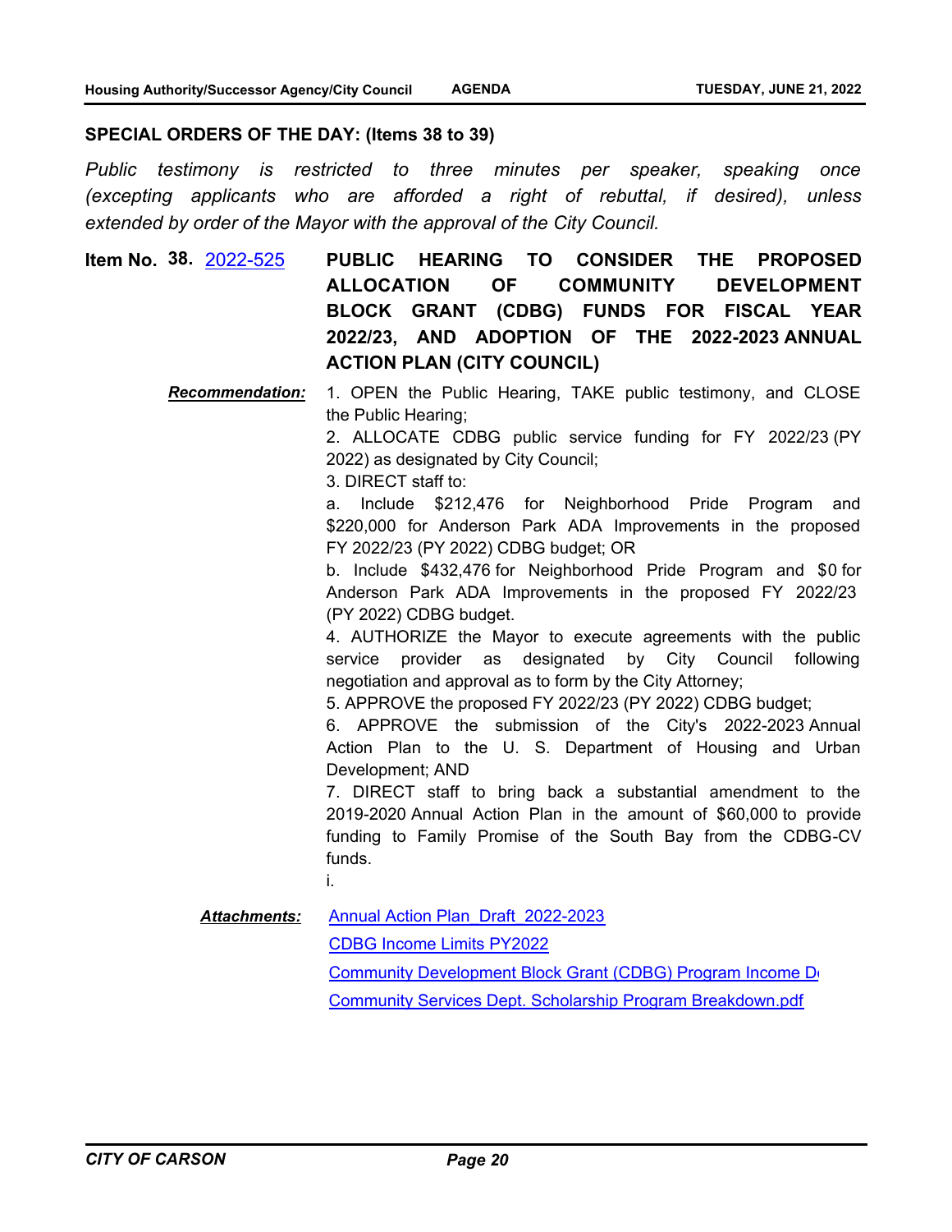## SPECIAL ORDERS OF THE DAY: (Items 38 to 39)

*Public testimony is restricted to three minutes per speaker, speaking once (excepting applicants who are afforded a right of rebuttal, if desired), unless extended by order of the Mayor with the approval of the City Council.*

**Item No. 38.** 2022-525 **PUBLIC HEARING TO CONSIDER THE PROPOSED ALLOCATION OF COMMUNITY DEVELOPMENT BLOCK GRANT (CDBG) FUNDS FOR FISCAL YEAR 2022/23, AND ADOPTION OF THE 2022-2023 ANNUAL ACTION PLAN (CITY COUNCIL)**

***Recommendation:***

1. OPEN the Public Hearing, TAKE public testimony, and CLOSE the Public Hearing;
2. ALLOCATE CDBG public service funding for FY 2022/23 (PY 2022) as designated by City Council;
3. DIRECT staff to:
   a. Include $212,476 for Neighborhood Pride Program and $220,000 for Anderson Park ADA Improvements in the proposed FY 2022/23 (PY 2022) CDBG budget; OR
   b. Include $432,476 for Neighborhood Pride Program and $0 for Anderson Park ADA Improvements in the proposed FY 2022/23 (PY 2022) CDBG budget.
4. AUTHORIZE the Mayor to execute agreements with the public service provider as designated by City Council following negotiation and approval as to form by the City Attorney;
5. APPROVE the proposed FY 2022/23 (PY 2022) CDBG budget;
6. APPROVE the submission of the City's 2022-2023 Annual Action Plan to the U. S. Department of Housing and Urban Development; AND
7. DIRECT staff to bring back a substantial amendment to the 2019-2020 Annual Action Plan in the amount of $60,000 to provide funding to Family Promise of the South Bay from the CDBG-CV funds.

i.

***Attachments:***

Annual Action Plan_Draft_2022-2023

CDBG Income Limits PY2022

Community Development Block Grant (CDBG) Program Income De

Community Services Dept. Scholarship Program Breakdown.pdf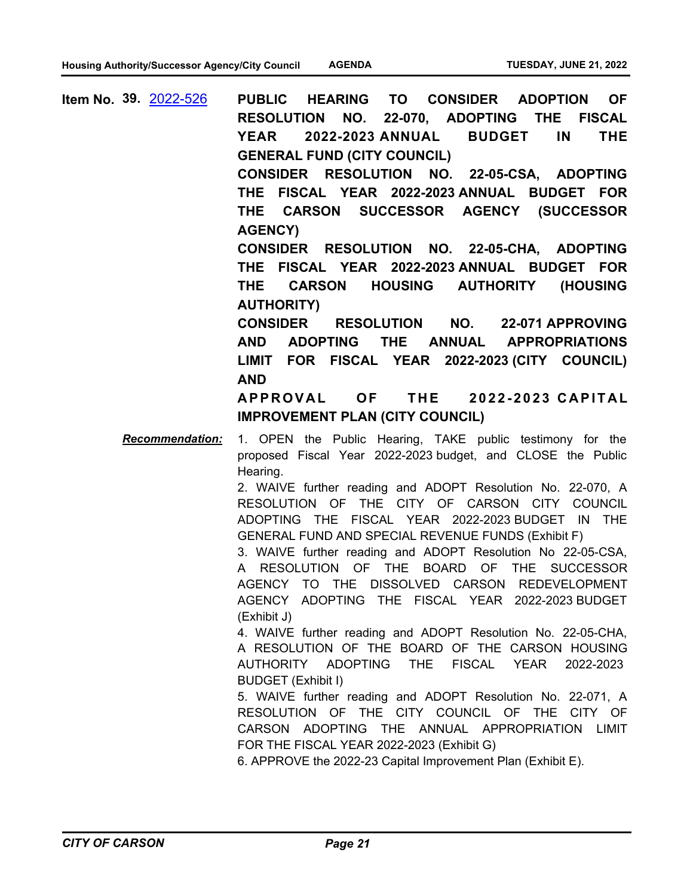**Item No. 39.** 2022-526

**PUBLIC HEARING TO CONSIDER ADOPTION OF RESOLUTION NO. 22-070, ADOPTING THE FISCAL YEAR 2022-2023 ANNUAL BUDGET IN THE GENERAL FUND (CITY COUNCIL)**

**CONSIDER RESOLUTION NO. 22-05-CSA, ADOPTING THE FISCAL YEAR 2022-2023 ANNUAL BUDGET FOR THE CARSON SUCCESSOR AGENCY (SUCCESSOR AGENCY)**

**CONSIDER RESOLUTION NO. 22-05-CHA, ADOPTING THE FISCAL YEAR 2022-2023 ANNUAL BUDGET FOR THE CARSON HOUSING AUTHORITY (HOUSING AUTHORITY)**

**CONSIDER RESOLUTION NO. 22-071 APPROVING AND ADOPTING THE ANNUAL APPROPRIATIONS LIMIT FOR FISCAL YEAR 2022-2023 (CITY COUNCIL) AND**

**APPROVAL OF THE 2022-2023 CAPITAL IMPROVEMENT PLAN (CITY COUNCIL)**

***Recommendation:***

1. OPEN the Public Hearing, TAKE public testimony for the proposed Fiscal Year 2022-2023 budget, and CLOSE the Public Hearing.
2. WAIVE further reading and ADOPT Resolution No. 22-070, A RESOLUTION OF THE CITY OF CARSON CITY COUNCIL ADOPTING THE FISCAL YEAR 2022-2023 BUDGET IN THE GENERAL FUND AND SPECIAL REVENUE FUNDS (Exhibit F)
3. WAIVE further reading and ADOPT Resolution No 22-05-CSA, A RESOLUTION OF THE BOARD OF THE SUCCESSOR AGENCY TO THE DISSOLVED CARSON REDEVELOPMENT AGENCY ADOPTING THE FISCAL YEAR 2022-2023 BUDGET (Exhibit J)
4. WAIVE further reading and ADOPT Resolution No. 22-05-CHA, A RESOLUTION OF THE BOARD OF THE CARSON HOUSING AUTHORITY ADOPTING THE FISCAL YEAR 2022-2023 BUDGET (Exhibit I)
5. WAIVE further reading and ADOPT Resolution No. 22-071, A RESOLUTION OF THE CITY COUNCIL OF THE CITY OF CARSON ADOPTING THE ANNUAL APPROPRIATION LIMIT FOR THE FISCAL YEAR 2022-2023 (Exhibit G)
6. APPROVE the 2022-23 Capital Improvement Plan (Exhibit E).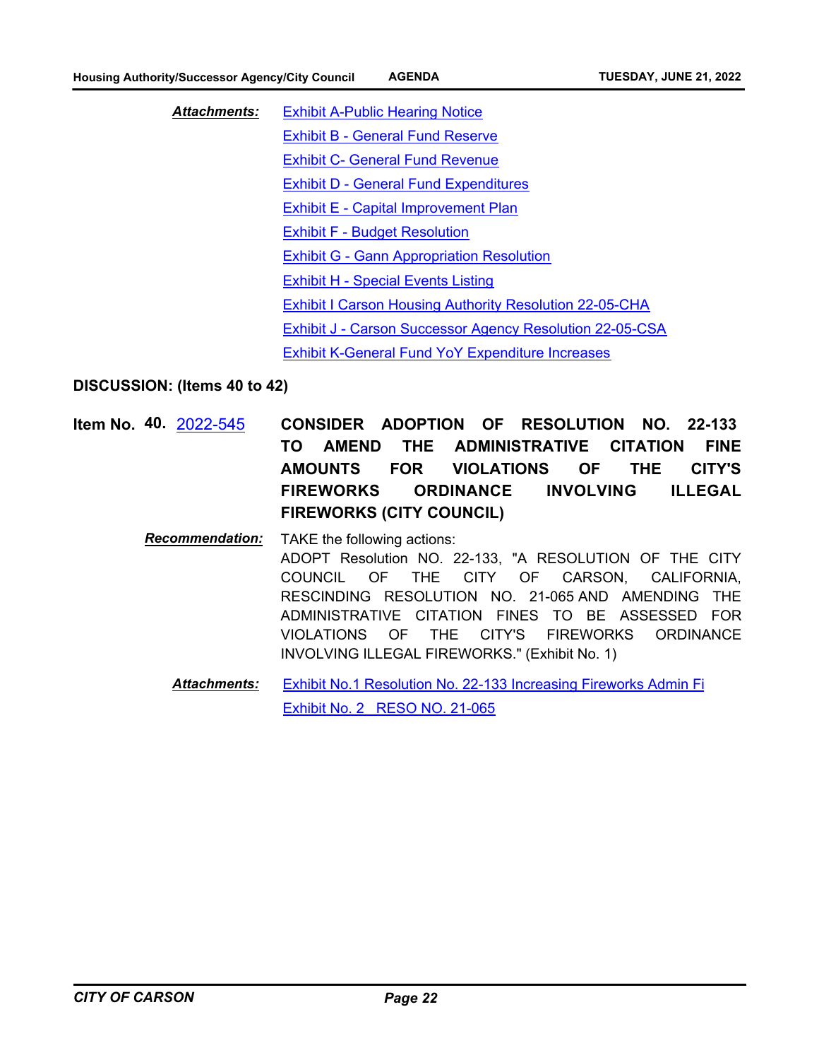***Attachments:*** Exhibit A-Public Hearing Notice

Exhibit B - General Fund Reserve

Exhibit C- General Fund Revenue

Exhibit D - General Fund Expenditures

Exhibit E - Capital Improvement Plan

Exhibit F - Budget Resolution

Exhibit G - Gann Appropriation Resolution

Exhibit H - Special Events Listing

Exhibit I Carson Housing Authority Resolution 22-05-CHA

Exhibit J - Carson Successor Agency Resolution 22-05-CSA

Exhibit K-General Fund YoY Expenditure Increases

## DISCUSSION: (Items 40 to 42)

**Item No. 40.** 2022-545 **CONSIDER ADOPTION OF RESOLUTION NO. 22-133 TO AMEND THE ADMINISTRATIVE CITATION FINE AMOUNTS FOR VIOLATIONS OF THE CITY'S FIREWORKS ORDINANCE INVOLVING ILLEGAL FIREWORKS (CITY COUNCIL)**

***Recommendation:*** TAKE the following actions:

ADOPT Resolution NO. 22-133, "A RESOLUTION OF THE CITY COUNCIL OF THE CITY OF CARSON, CALIFORNIA, RESCINDING RESOLUTION NO. 21-065 AND AMENDING THE ADMINISTRATIVE CITATION FINES TO BE ASSESSED FOR VIOLATIONS OF THE CITY'S FIREWORKS ORDINANCE INVOLVING ILLEGAL FIREWORKS." (Exhibit No. 1)

***Attachments:*** Exhibit No.1 Resolution No. 22-133 Increasing Fireworks Admin Fi

Exhibit No. 2 RESO NO. 21-065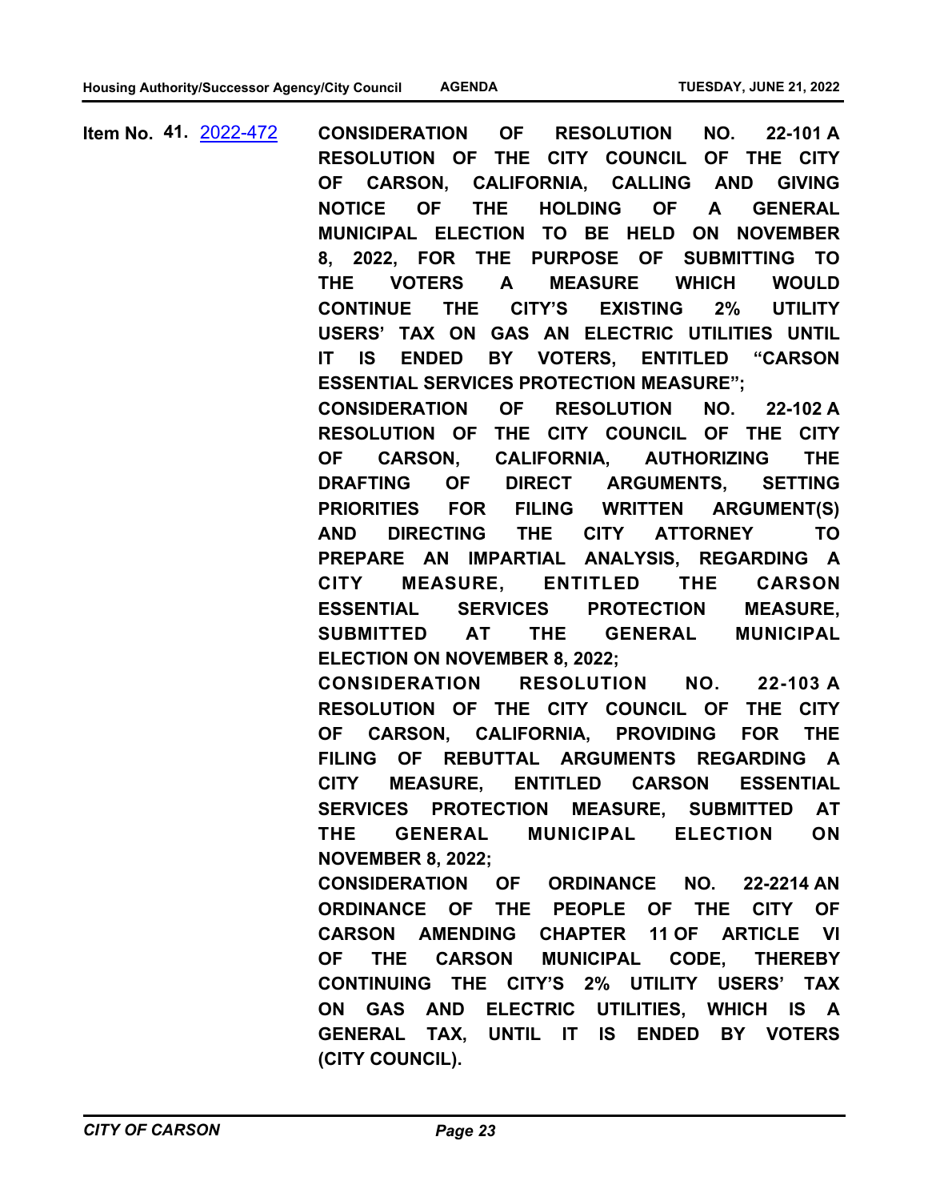**Item No. 41.** 2022-472

**CONSIDERATION OF RESOLUTION NO. 22-101 A RESOLUTION OF THE CITY COUNCIL OF THE CITY OF CARSON, CALIFORNIA, CALLING AND GIVING NOTICE OF THE HOLDING OF A GENERAL MUNICIPAL ELECTION TO BE HELD ON NOVEMBER 8, 2022, FOR THE PURPOSE OF SUBMITTING TO THE VOTERS A MEASURE WHICH WOULD CONTINUE THE CITY'S EXISTING 2% UTILITY USERS' TAX ON GAS AN ELECTRIC UTILITIES UNTIL IT IS ENDED BY VOTERS, ENTITLED "CARSON ESSENTIAL SERVICES PROTECTION MEASURE";**

**CONSIDERATION OF RESOLUTION NO. 22-102 A RESOLUTION OF THE CITY COUNCIL OF THE CITY OF CARSON, CALIFORNIA, AUTHORIZING THE DRAFTING OF DIRECT ARGUMENTS, SETTING PRIORITIES FOR FILING WRITTEN ARGUMENT(S) AND DIRECTING THE CITY ATTORNEY TO PREPARE AN IMPARTIAL ANALYSIS, REGARDING A CITY MEASURE, ENTITLED THE CARSON ESSENTIAL SERVICES PROTECTION MEASURE, SUBMITTED AT THE GENERAL MUNICIPAL ELECTION ON NOVEMBER 8, 2022;**

**CONSIDERATION RESOLUTION NO. 22-103 A RESOLUTION OF THE CITY COUNCIL OF THE CITY OF CARSON, CALIFORNIA, PROVIDING FOR THE FILING OF REBUTTAL ARGUMENTS REGARDING A CITY MEASURE, ENTITLED CARSON ESSENTIAL SERVICES PROTECTION MEASURE, SUBMITTED AT THE GENERAL MUNICIPAL ELECTION ON NOVEMBER 8, 2022;**

**CONSIDERATION OF ORDINANCE NO. 22-2214 AN ORDINANCE OF THE PEOPLE OF THE CITY OF CARSON AMENDING CHAPTER 11 OF ARTICLE VI OF THE CARSON MUNICIPAL CODE, THEREBY CONTINUING THE CITY'S 2% UTILITY USERS' TAX ON GAS AND ELECTRIC UTILITIES, WHICH IS A GENERAL TAX, UNTIL IT IS ENDED BY VOTERS (CITY COUNCIL).**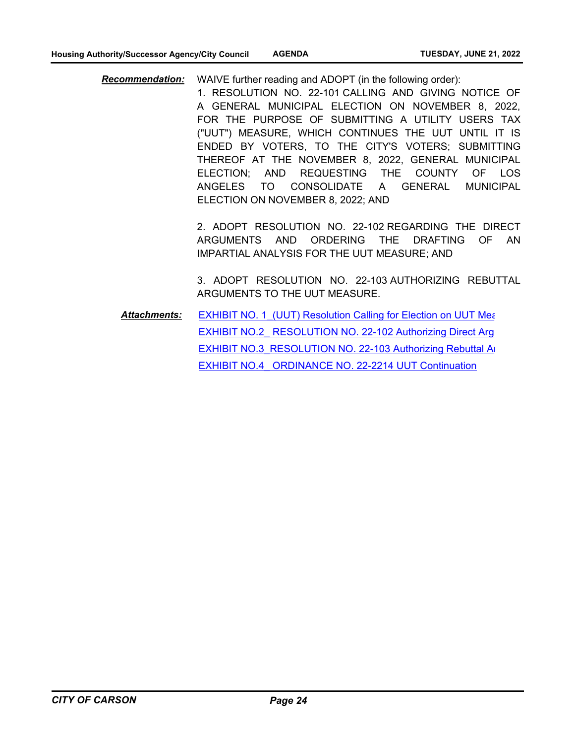***Recommendation:*** WAIVE further reading and ADOPT (in the following order):

1. RESOLUTION NO. 22-101 CALLING AND GIVING NOTICE OF A GENERAL MUNICIPAL ELECTION ON NOVEMBER 8, 2022, FOR THE PURPOSE OF SUBMITTING A UTILITY USERS TAX ("UUT") MEASURE, WHICH CONTINUES THE UUT UNTIL IT IS ENDED BY VOTERS, TO THE CITY'S VOTERS; SUBMITTING THEREOF AT THE NOVEMBER 8, 2022, GENERAL MUNICIPAL ELECTION; AND REQUESTING THE COUNTY OF LOS ANGELES TO CONSOLIDATE A GENERAL MUNICIPAL ELECTION ON NOVEMBER 8, 2022; AND

2. ADOPT RESOLUTION NO. 22-102 REGARDING THE DIRECT ARGUMENTS AND ORDERING THE DRAFTING OF AN IMPARTIAL ANALYSIS FOR THE UUT MEASURE; AND

3. ADOPT RESOLUTION NO. 22-103 AUTHORIZING REBUTTAL ARGUMENTS TO THE UUT MEASURE.

***Attachments:***
EXHIBIT NO. 1_(UUT) Resolution Calling for Election on UUT Mea
EXHIBIT NO.2_ RESOLUTION NO. 22-102 Authorizing Direct Arg
EXHIBIT NO.3_RESOLUTION NO. 22-103 Authorizing Rebuttal Ar
EXHIBIT NO.4_ ORDINANCE NO. 22-2214 UUT Continuation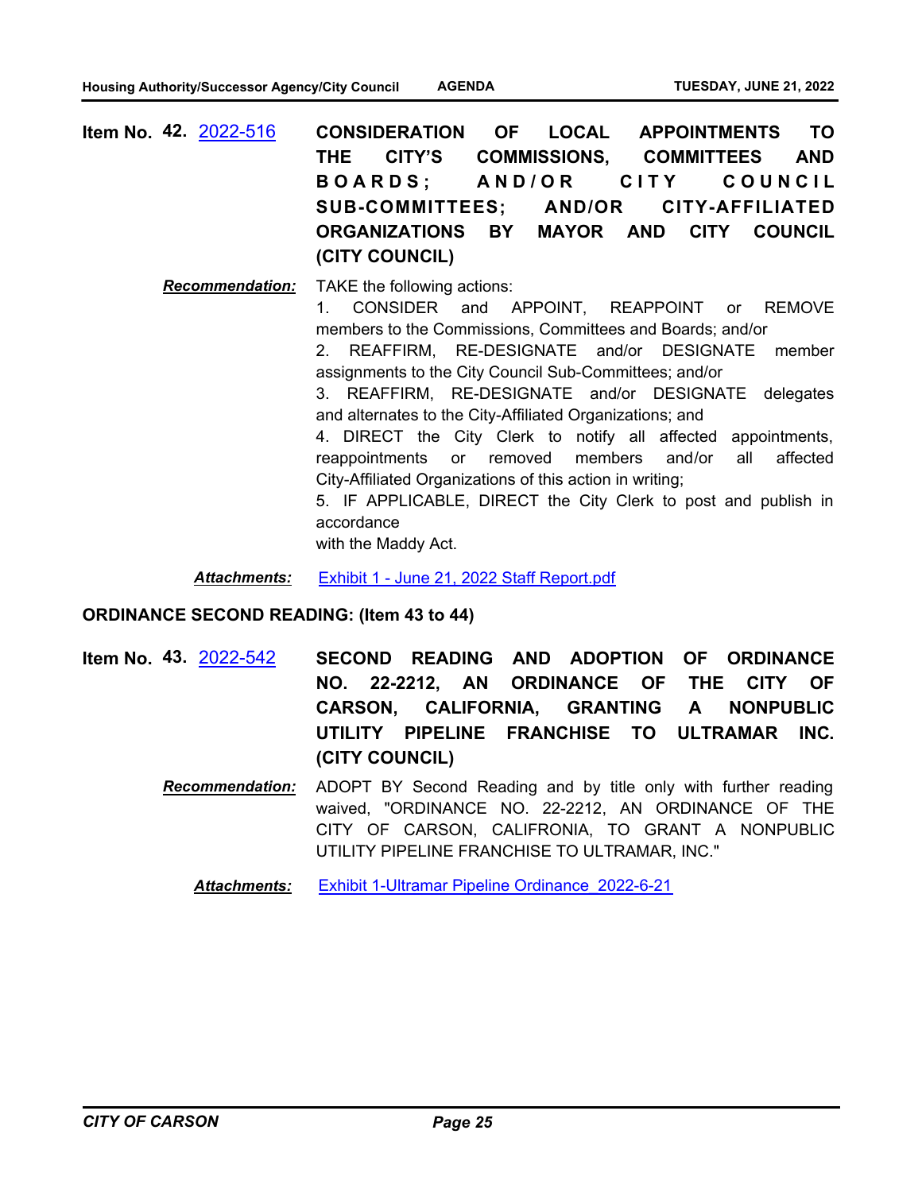**Item No. 42.** 2022-516 **CONSIDERATION OF LOCAL APPOINTMENTS TO THE CITY'S COMMISSIONS, COMMITTEES AND BOARDS; AND/OR CITY COUNCIL SUB-COMMITTEES; AND/OR CITY-AFFILIATED ORGANIZATIONS BY MAYOR AND CITY COUNCIL (CITY COUNCIL)**

***Recommendation:*** TAKE the following actions:

1. CONSIDER and APPOINT, REAPPOINT or REMOVE members to the Commissions, Committees and Boards; and/or
2. REAFFIRM, RE-DESIGNATE and/or DESIGNATE member assignments to the City Council Sub-Committees; and/or
3. REAFFIRM, RE-DESIGNATE and/or DESIGNATE delegates and alternates to the City-Affiliated Organizations; and
4. DIRECT the City Clerk to notify all affected appointments, reappointments or removed members and/or all affected City-Affiliated Organizations of this action in writing;
5. IF APPLICABLE, DIRECT the City Clerk to post and publish in accordance with the Maddy Act.

***Attachments:*** Exhibit 1 - June 21, 2022 Staff Report.pdf

**ORDINANCE SECOND READING: (Item 43 to 44)**

**Item No. 43.** 2022-542 **SECOND READING AND ADOPTION OF ORDINANCE NO. 22-2212, AN ORDINANCE OF THE CITY OF CARSON, CALIFORNIA, GRANTING A NONPUBLIC UTILITY PIPELINE FRANCHISE TO ULTRAMAR INC. (CITY COUNCIL)**

***Recommendation:*** ADOPT BY Second Reading and by title only with further reading waived, "ORDINANCE NO. 22-2212, AN ORDINANCE OF THE CITY OF CARSON, CALIFRONIA, TO GRANT A NONPUBLIC UTILITY PIPELINE FRANCHISE TO ULTRAMAR, INC."

***Attachments:*** Exhibit 1-Ultramar Pipeline Ordinance_2022-6-21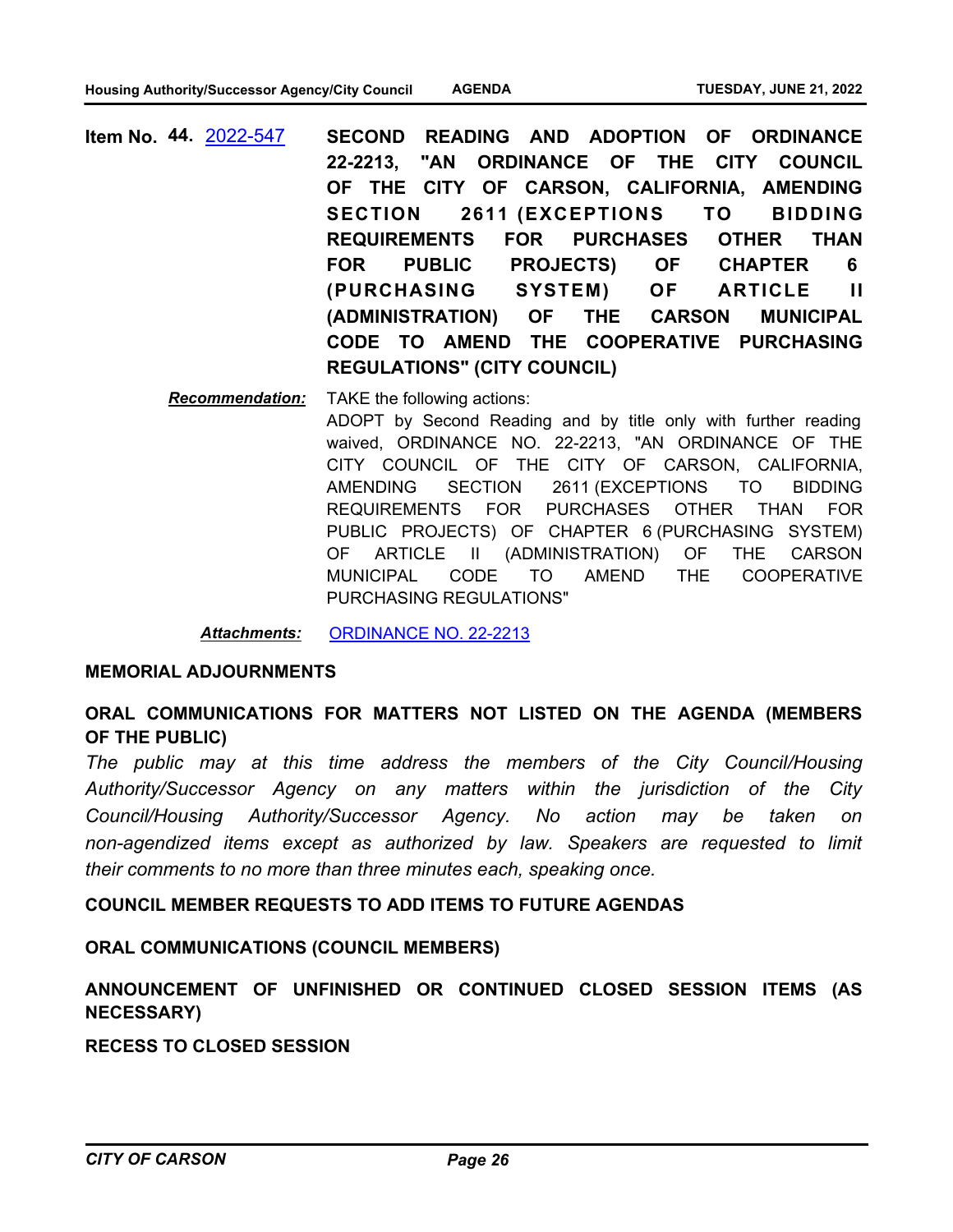**Item No. 44.** 2022-547 **SECOND READING AND ADOPTION OF ORDINANCE 22-2213, "AN ORDINANCE OF THE CITY COUNCIL OF THE CITY OF CARSON, CALIFORNIA, AMENDING SECTION 2611 (EXCEPTIONS TO BIDDING REQUIREMENTS FOR PURCHASES OTHER THAN FOR PUBLIC PROJECTS) OF CHAPTER 6 (PURCHASING SYSTEM) OF ARTICLE II (ADMINISTRATION) OF THE CARSON MUNICIPAL CODE TO AMEND THE COOPERATIVE PURCHASING REGULATIONS" (CITY COUNCIL)**

***Recommendation:*** TAKE the following actions:
ADOPT by Second Reading and by title only with further reading waived, ORDINANCE NO. 22-2213, "AN ORDINANCE OF THE CITY COUNCIL OF THE CITY OF CARSON, CALIFORNIA, AMENDING SECTION 2611 (EXCEPTIONS TO BIDDING REQUIREMENTS FOR PURCHASES OTHER THAN FOR PUBLIC PROJECTS) OF CHAPTER 6 (PURCHASING SYSTEM) OF ARTICLE II (ADMINISTRATION) OF THE CARSON MUNICIPAL CODE TO AMEND THE COOPERATIVE PURCHASING REGULATIONS"

***Attachments:*** ORDINANCE NO. 22-2213

**MEMORIAL ADJOURNMENTS**

**ORAL COMMUNICATIONS FOR MATTERS NOT LISTED ON THE AGENDA (MEMBERS OF THE PUBLIC)**

*The public may at this time address the members of the City Council/Housing Authority/Successor Agency on any matters within the jurisdiction of the City Council/Housing Authority/Successor Agency. No action may be taken on non-agendized items except as authorized by law. Speakers are requested to limit their comments to no more than three minutes each, speaking once.*

**COUNCIL MEMBER REQUESTS TO ADD ITEMS TO FUTURE AGENDAS**

**ORAL COMMUNICATIONS (COUNCIL MEMBERS)**

**ANNOUNCEMENT OF UNFINISHED OR CONTINUED CLOSED SESSION ITEMS (AS NECESSARY)**

**RECESS TO CLOSED SESSION**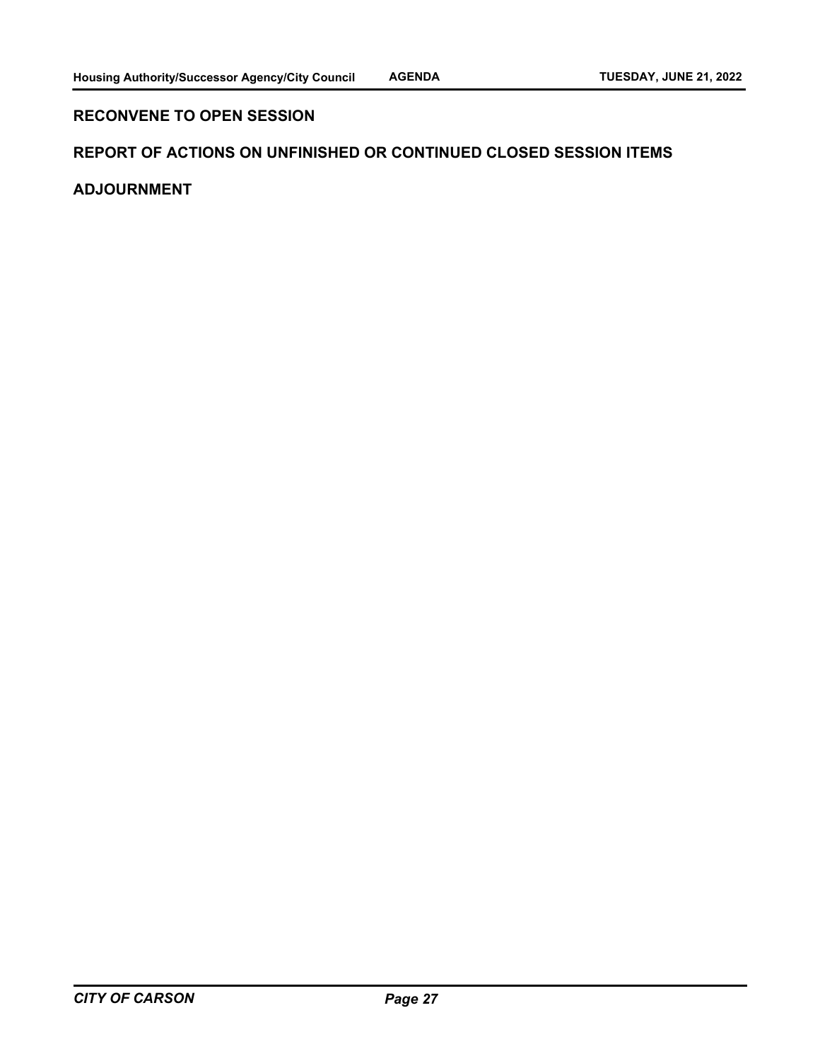## RECONVENE TO OPEN SESSION

## REPORT OF ACTIONS ON UNFINISHED OR CONTINUED CLOSED SESSION ITEMS

## ADJOURNMENT